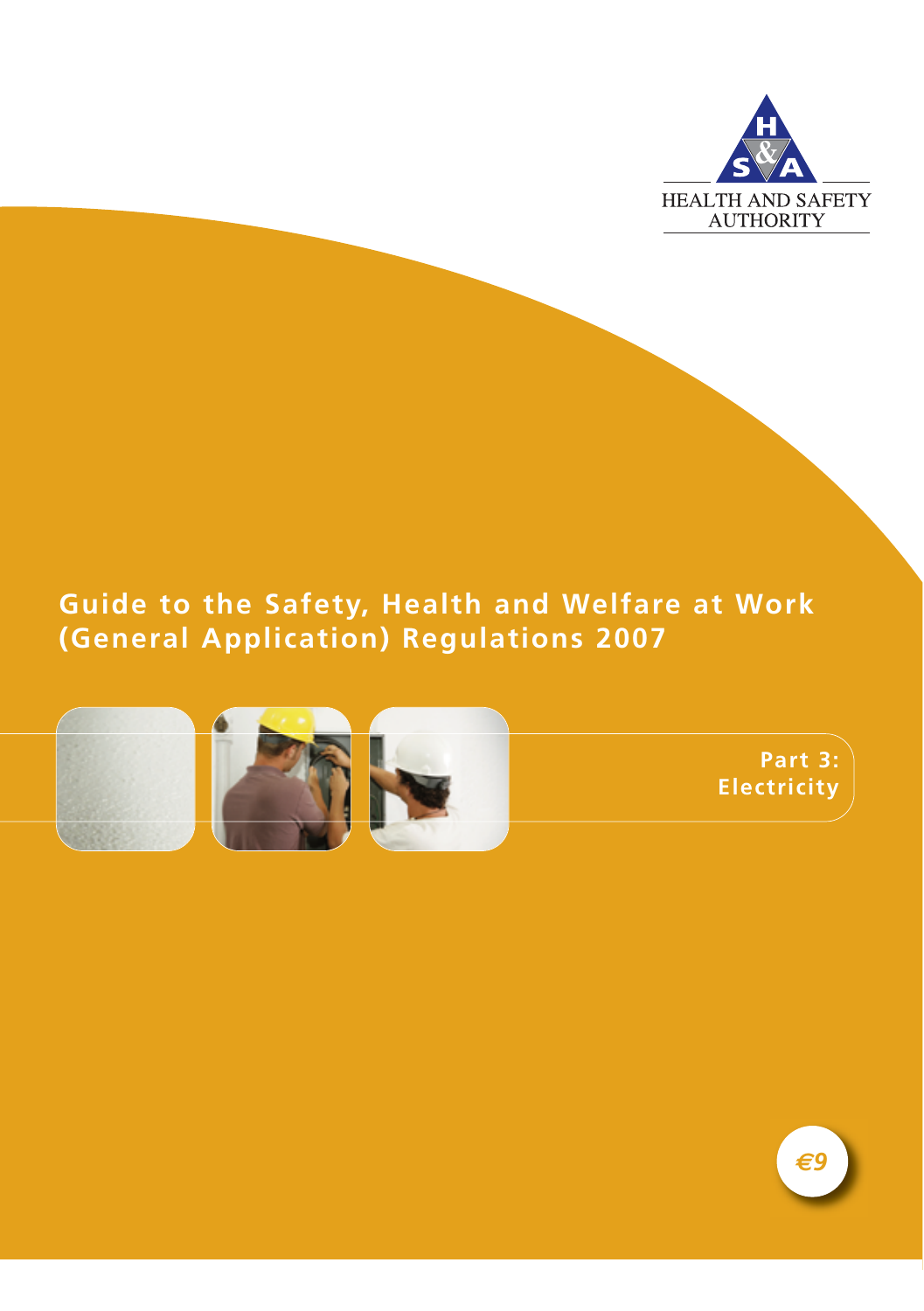HEALTH AND SAFETY AUTHORITY

# Guide to the Safety, Health and Welfare at Work (General Application) Regulations 2007

## Part 3: Electricity

€9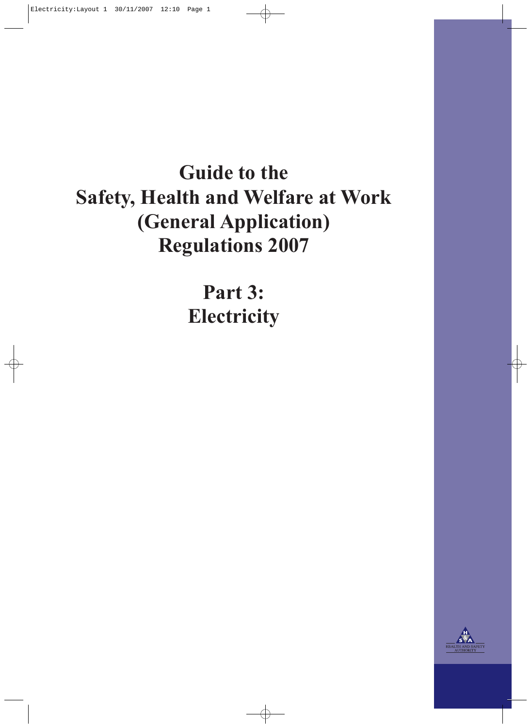# Guide to the Safety, Health and Welfare at Work (General Application) Regulations 2007

## Part 3: Electricity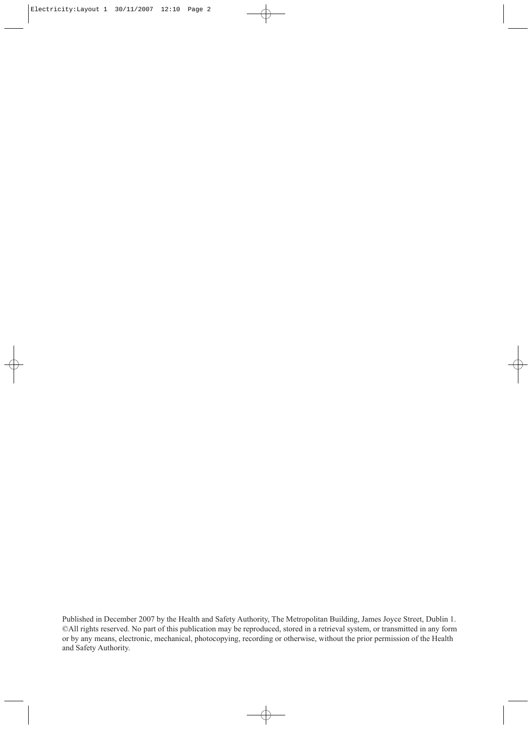Published in December 2007 by the Health and Safety Authority, The Metropolitan Building, James Joyce Street, Dublin 1. ©All rights reserved. No part of this publication may be reproduced, stored in a retrieval system, or transmitted in any form or by any means, electronic, mechanical, photocopying, recording or otherwise, without the prior permission of the Health and Safety Authority.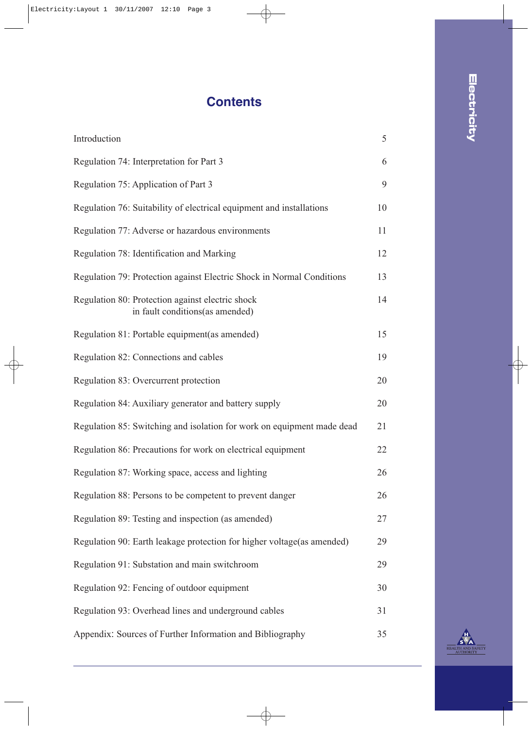# Contents

| | |
|---|---|
| Introduction | 5 |
| Regulation 74: Interpretation for Part 3 | 6 |
| Regulation 75: Application of Part 3 | 9 |
| Regulation 76: Suitability of electrical equipment and installations | 10 |
| Regulation 77: Adverse or hazardous environments | 11 |
| Regulation 78: Identification and Marking | 12 |
| Regulation 79: Protection against Electric Shock in Normal Conditions | 13 |
| Regulation 80: Protection against electric shock in fault conditions(as amended) | 14 |
| Regulation 81: Portable equipment(as amended) | 15 |
| Regulation 82: Connections and cables | 19 |
| Regulation 83: Overcurrent protection | 20 |
| Regulation 84: Auxiliary generator and battery supply | 20 |
| Regulation 85: Switching and isolation for work on equipment made dead | 21 |
| Regulation 86: Precautions for work on electrical equipment | 22 |
| Regulation 87: Working space, access and lighting | 26 |
| Regulation 88: Persons to be competent to prevent danger | 26 |
| Regulation 89: Testing and inspection (as amended) | 27 |
| Regulation 90: Earth leakage protection for higher voltage(as amended) | 29 |
| Regulation 91: Substation and main switchroom | 29 |
| Regulation 92: Fencing of outdoor equipment | 30 |
| Regulation 93: Overhead lines and underground cables | 31 |
| Appendix: Sources of Further Information and Bibliography | 35 |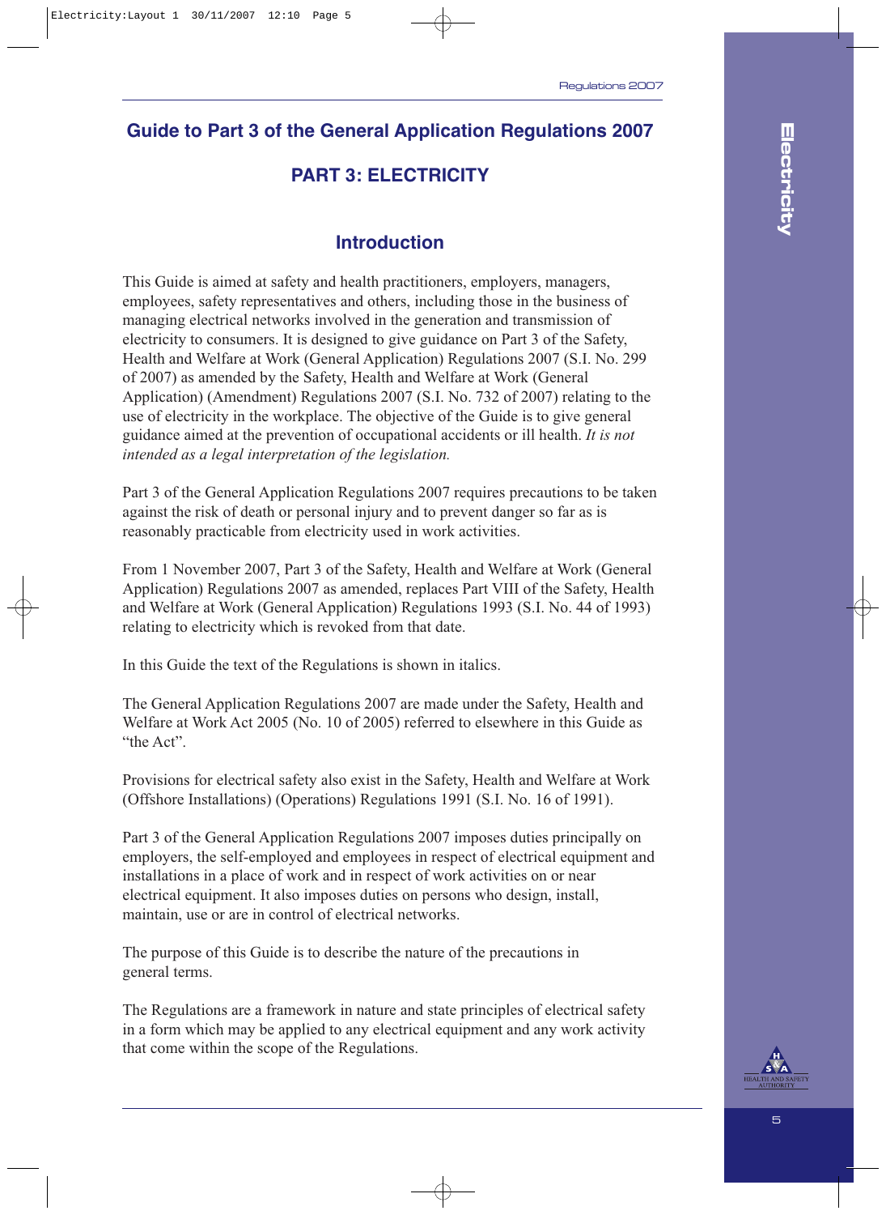# Guide to Part 3 of the General Application Regulations 2007

## PART 3: ELECTRICITY

### Introduction

This Guide is aimed at safety and health practitioners, employers, managers, employees, safety representatives and others, including those in the business of managing electrical networks involved in the generation and transmission of electricity to consumers. It is designed to give guidance on Part 3 of the Safety, Health and Welfare at Work (General Application) Regulations 2007 (S.I. No. 299 of 2007) as amended by the Safety, Health and Welfare at Work (General Application) (Amendment) Regulations 2007 (S.I. No. 732 of 2007) relating to the use of electricity in the workplace. The objective of the Guide is to give general guidance aimed at the prevention of occupational accidents or ill health. *It is not intended as a legal interpretation of the legislation.*

Part 3 of the General Application Regulations 2007 requires precautions to be taken against the risk of death or personal injury and to prevent danger so far as is reasonably practicable from electricity used in work activities.

From 1 November 2007, Part 3 of the Safety, Health and Welfare at Work (General Application) Regulations 2007 as amended, replaces Part VIII of the Safety, Health and Welfare at Work (General Application) Regulations 1993 (S.I. No. 44 of 1993) relating to electricity which is revoked from that date.

In this Guide the text of the Regulations is shown in italics.

The General Application Regulations 2007 are made under the Safety, Health and Welfare at Work Act 2005 (No. 10 of 2005) referred to elsewhere in this Guide as "the Act".

Provisions for electrical safety also exist in the Safety, Health and Welfare at Work (Offshore Installations) (Operations) Regulations 1991 (S.I. No. 16 of 1991).

Part 3 of the General Application Regulations 2007 imposes duties principally on employers, the self-employed and employees in respect of electrical equipment and installations in a place of work and in respect of work activities on or near electrical equipment. It also imposes duties on persons who design, install, maintain, use or are in control of electrical networks.

The purpose of this Guide is to describe the nature of the precautions in general terms.

The Regulations are a framework in nature and state principles of electrical safety in a form which may be applied to any electrical equipment and any work activity that come within the scope of the Regulations.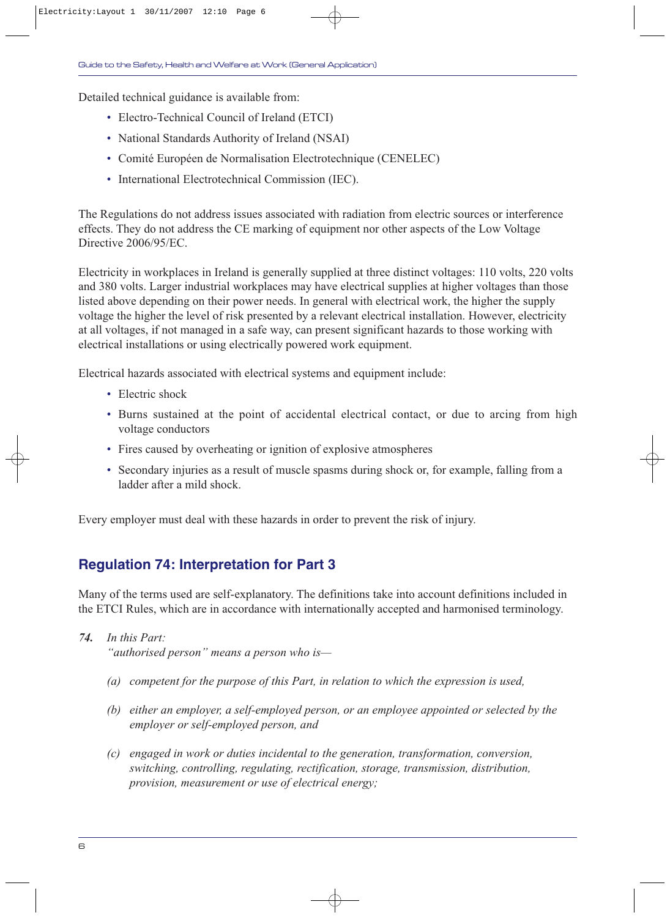Detailed technical guidance is available from:

- Electro-Technical Council of Ireland (ETCI)
- National Standards Authority of Ireland (NSAI)
- Comité Européen de Normalisation Electrotechnique (CENELEC)
- International Electrotechnical Commission (IEC).

The Regulations do not address issues associated with radiation from electric sources or interference effects. They do not address the CE marking of equipment nor other aspects of the Low Voltage Directive 2006/95/EC.

Electricity in workplaces in Ireland is generally supplied at three distinct voltages: 110 volts, 220 volts and 380 volts. Larger industrial workplaces may have electrical supplies at higher voltages than those listed above depending on their power needs. In general with electrical work, the higher the supply voltage the higher the level of risk presented by a relevant electrical installation. However, electricity at all voltages, if not managed in a safe way, can present significant hazards to those working with electrical installations or using electrically powered work equipment.

Electrical hazards associated with electrical systems and equipment include:

- Electric shock
- Burns sustained at the point of accidental electrical contact, or due to arcing from high voltage conductors
- Fires caused by overheating or ignition of explosive atmospheres
- Secondary injuries as a result of muscle spasms during shock or, for example, falling from a ladder after a mild shock.

Every employer must deal with these hazards in order to prevent the risk of injury.

## Regulation 74: Interpretation for Part 3

Many of the terms used are self-explanatory. The definitions take into account definitions included in the ETCI Rules, which are in accordance with internationally accepted and harmonised terminology.

***74.*** *In this Part:*
*"authorised person" means a person who is—*

*(a) competent for the purpose of this Part, in relation to which the expression is used,*

*(b) either an employer, a self-employed person, or an employee appointed or selected by the employer or self-employed person, and*

*(c) engaged in work or duties incidental to the generation, transformation, conversion, switching, controlling, regulating, rectification, storage, transmission, distribution, provision, measurement or use of electrical energy;*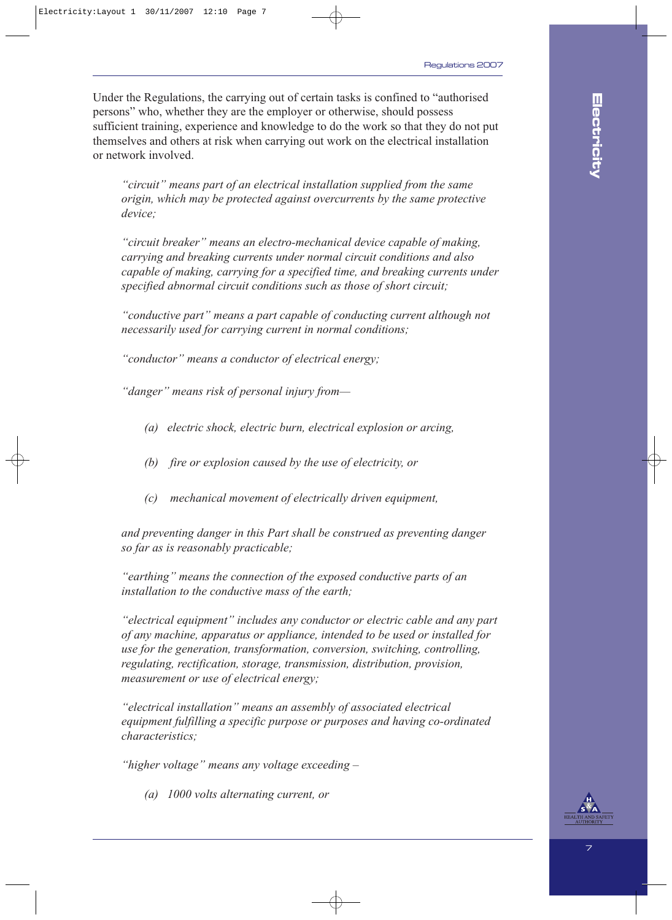Under the Regulations, the carrying out of certain tasks is confined to "authorised persons" who, whether they are the employer or otherwise, should possess sufficient training, experience and knowledge to do the work so that they do not put themselves and others at risk when carrying out work on the electrical installation or network involved.

*"circuit" means part of an electrical installation supplied from the same origin, which may be protected against overcurrents by the same protective device;*

*"circuit breaker" means an electro-mechanical device capable of making, carrying and breaking currents under normal circuit conditions and also capable of making, carrying for a specified time, and breaking currents under specified abnormal circuit conditions such as those of short circuit;*

*"conductive part" means a part capable of conducting current although not necessarily used for carrying current in normal conditions;*

*"conductor" means a conductor of electrical energy;*

*"danger" means risk of personal injury from—*

*(a) electric shock, electric burn, electrical explosion or arcing,*

*(b) fire or explosion caused by the use of electricity, or*

*(c) mechanical movement of electrically driven equipment,*

*and preventing danger in this Part shall be construed as preventing danger so far as is reasonably practicable;*

*"earthing" means the connection of the exposed conductive parts of an installation to the conductive mass of the earth;*

*"electrical equipment" includes any conductor or electric cable and any part of any machine, apparatus or appliance, intended to be used or installed for use for the generation, transformation, conversion, switching, controlling, regulating, rectification, storage, transmission, distribution, provision, measurement or use of electrical energy;*

*"electrical installation" means an assembly of associated electrical equipment fulfilling a specific purpose or purposes and having co-ordinated characteristics;*

*"higher voltage" means any voltage exceeding –*

*(a) 1000 volts alternating current, or*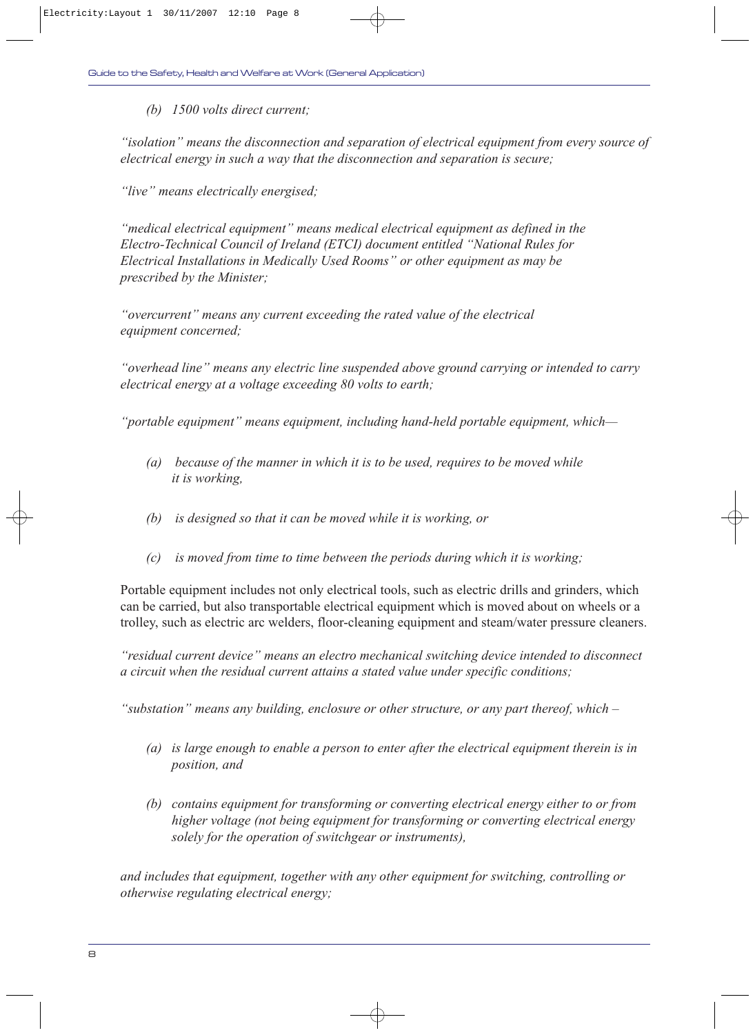*(b) 1500 volts direct current;*

*"isolation" means the disconnection and separation of electrical equipment from every source of electrical energy in such a way that the disconnection and separation is secure;*

*"live" means electrically energised;*

*"medical electrical equipment" means medical electrical equipment as defined in the Electro-Technical Council of Ireland (ETCI) document entitled "National Rules for Electrical Installations in Medically Used Rooms" or other equipment as may be prescribed by the Minister;*

*"overcurrent" means any current exceeding the rated value of the electrical equipment concerned;*

*"overhead line" means any electric line suspended above ground carrying or intended to carry electrical energy at a voltage exceeding 80 volts to earth;*

*"portable equipment" means equipment, including hand-held portable equipment, which—*

*(a) because of the manner in which it is to be used, requires to be moved while it is working,*

*(b) is designed so that it can be moved while it is working, or*

*(c) is moved from time to time between the periods during which it is working;*

Portable equipment includes not only electrical tools, such as electric drills and grinders, which can be carried, but also transportable electrical equipment which is moved about on wheels or a trolley, such as electric arc welders, floor-cleaning equipment and steam/water pressure cleaners.

*"residual current device" means an electro mechanical switching device intended to disconnect a circuit when the residual current attains a stated value under specific conditions;*

*"substation" means any building, enclosure or other structure, or any part thereof, which –*

*(a) is large enough to enable a person to enter after the electrical equipment therein is in position, and*

*(b) contains equipment for transforming or converting electrical energy either to or from higher voltage (not being equipment for transforming or converting electrical energy solely for the operation of switchgear or instruments),*

*and includes that equipment, together with any other equipment for switching, controlling or otherwise regulating electrical energy;*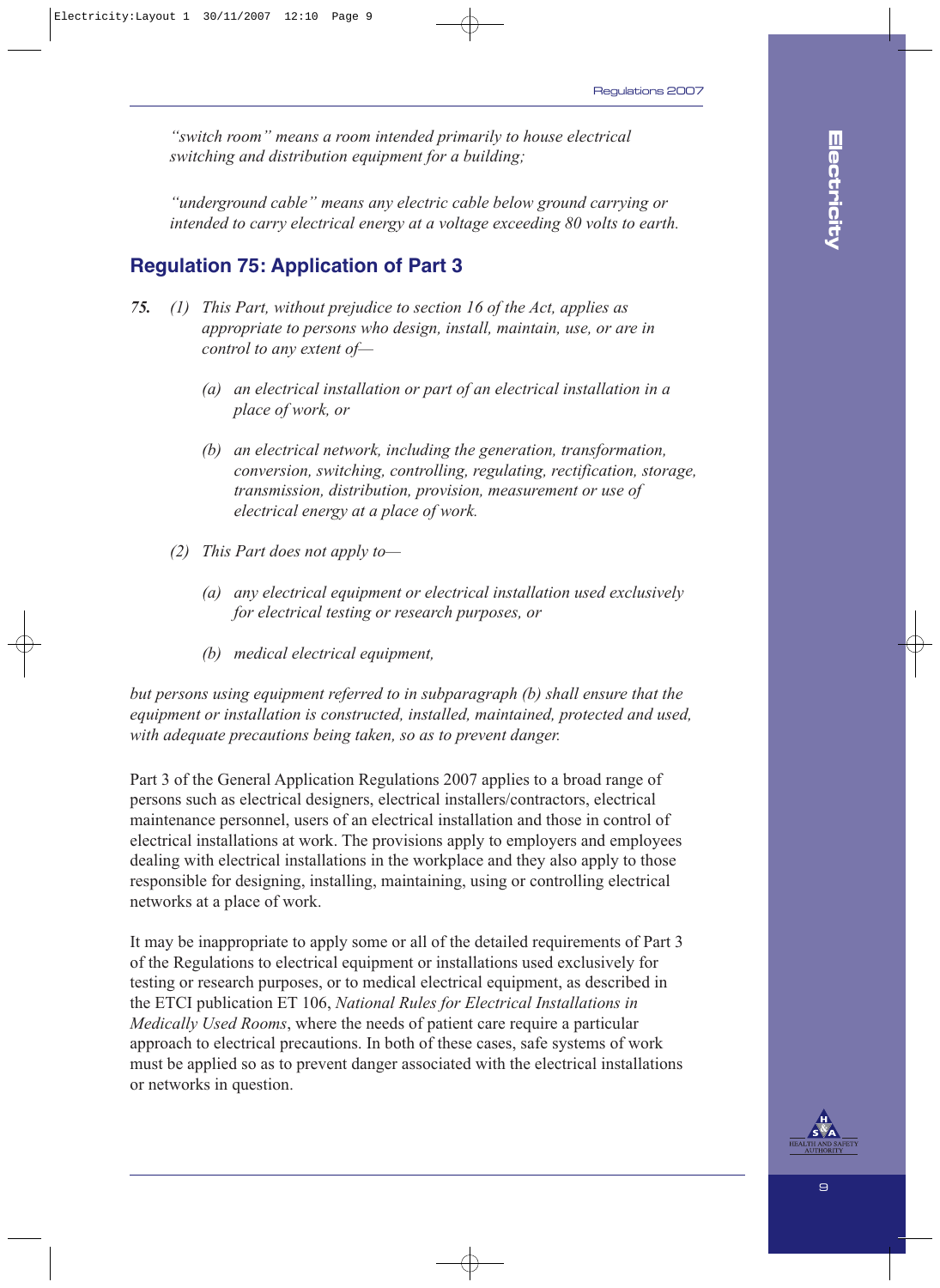*"switch room" means a room intended primarily to house electrical switching and distribution equipment for a building;*

*"underground cable" means any electric cable below ground carrying or intended to carry electrical energy at a voltage exceeding 80 volts to earth.*

## Regulation 75: Application of Part 3

***75.*** *(1) This Part, without prejudice to section 16 of the Act, applies as appropriate to persons who design, install, maintain, use, or are in control to any extent of—*

*(a) an electrical installation or part of an electrical installation in a place of work, or*

*(b) an electrical network, including the generation, transformation, conversion, switching, controlling, regulating, rectification, storage, transmission, distribution, provision, measurement or use of electrical energy at a place of work.*

*(2) This Part does not apply to—*

*(a) any electrical equipment or electrical installation used exclusively for electrical testing or research purposes, or*

*(b) medical electrical equipment,*

*but persons using equipment referred to in subparagraph (b) shall ensure that the equipment or installation is constructed, installed, maintained, protected and used, with adequate precautions being taken, so as to prevent danger.*

Part 3 of the General Application Regulations 2007 applies to a broad range of persons such as electrical designers, electrical installers/contractors, electrical maintenance personnel, users of an electrical installation and those in control of electrical installations at work. The provisions apply to employers and employees dealing with electrical installations in the workplace and they also apply to those responsible for designing, installing, maintaining, using or controlling electrical networks at a place of work.

It may be inappropriate to apply some or all of the detailed requirements of Part 3 of the Regulations to electrical equipment or installations used exclusively for testing or research purposes, or to medical electrical equipment, as described in the ETCI publication ET 106, *National Rules for Electrical Installations in Medically Used Rooms*, where the needs of patient care require a particular approach to electrical precautions. In both of these cases, safe systems of work must be applied so as to prevent danger associated with the electrical installations or networks in question.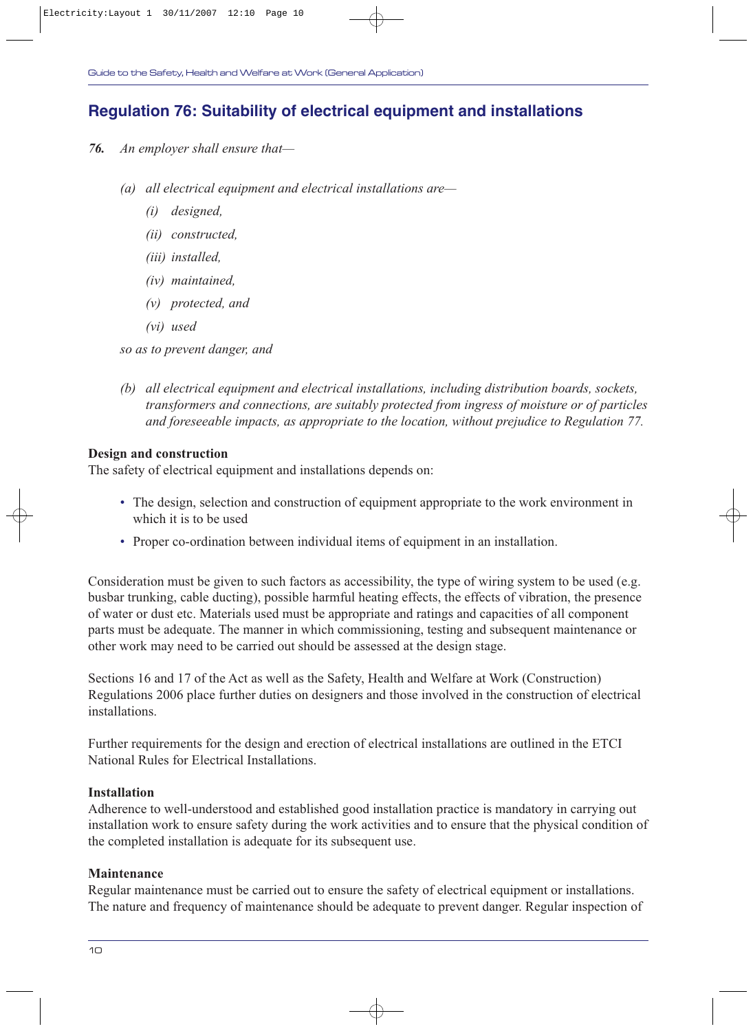## Regulation 76: Suitability of electrical equipment and installations

***76.*** *An employer shall ensure that—*

*(a) all electrical equipment and electrical installations are—*

*(i) designed,*

*(ii) constructed,*

*(iii) installed,*

*(iv) maintained,*

*(v) protected, and*

*(vi) used*

*so as to prevent danger, and*

*(b) all electrical equipment and electrical installations, including distribution boards, sockets, transformers and connections, are suitably protected from ingress of moisture or of particles and foreseeable impacts, as appropriate to the location, without prejudice to Regulation 77.*

**Design and construction**

The safety of electrical equipment and installations depends on:

- The design, selection and construction of equipment appropriate to the work environment in which it is to be used
- Proper co-ordination between individual items of equipment in an installation.

Consideration must be given to such factors as accessibility, the type of wiring system to be used (e.g. busbar trunking, cable ducting), possible harmful heating effects, the effects of vibration, the presence of water or dust etc. Materials used must be appropriate and ratings and capacities of all component parts must be adequate. The manner in which commissioning, testing and subsequent maintenance or other work may need to be carried out should be assessed at the design stage.

Sections 16 and 17 of the Act as well as the Safety, Health and Welfare at Work (Construction) Regulations 2006 place further duties on designers and those involved in the construction of electrical installations.

Further requirements for the design and erection of electrical installations are outlined in the ETCI National Rules for Electrical Installations.

**Installation**

Adherence to well-understood and established good installation practice is mandatory in carrying out installation work to ensure safety during the work activities and to ensure that the physical condition of the completed installation is adequate for its subsequent use.

**Maintenance**

Regular maintenance must be carried out to ensure the safety of electrical equipment or installations. The nature and frequency of maintenance should be adequate to prevent danger. Regular inspection of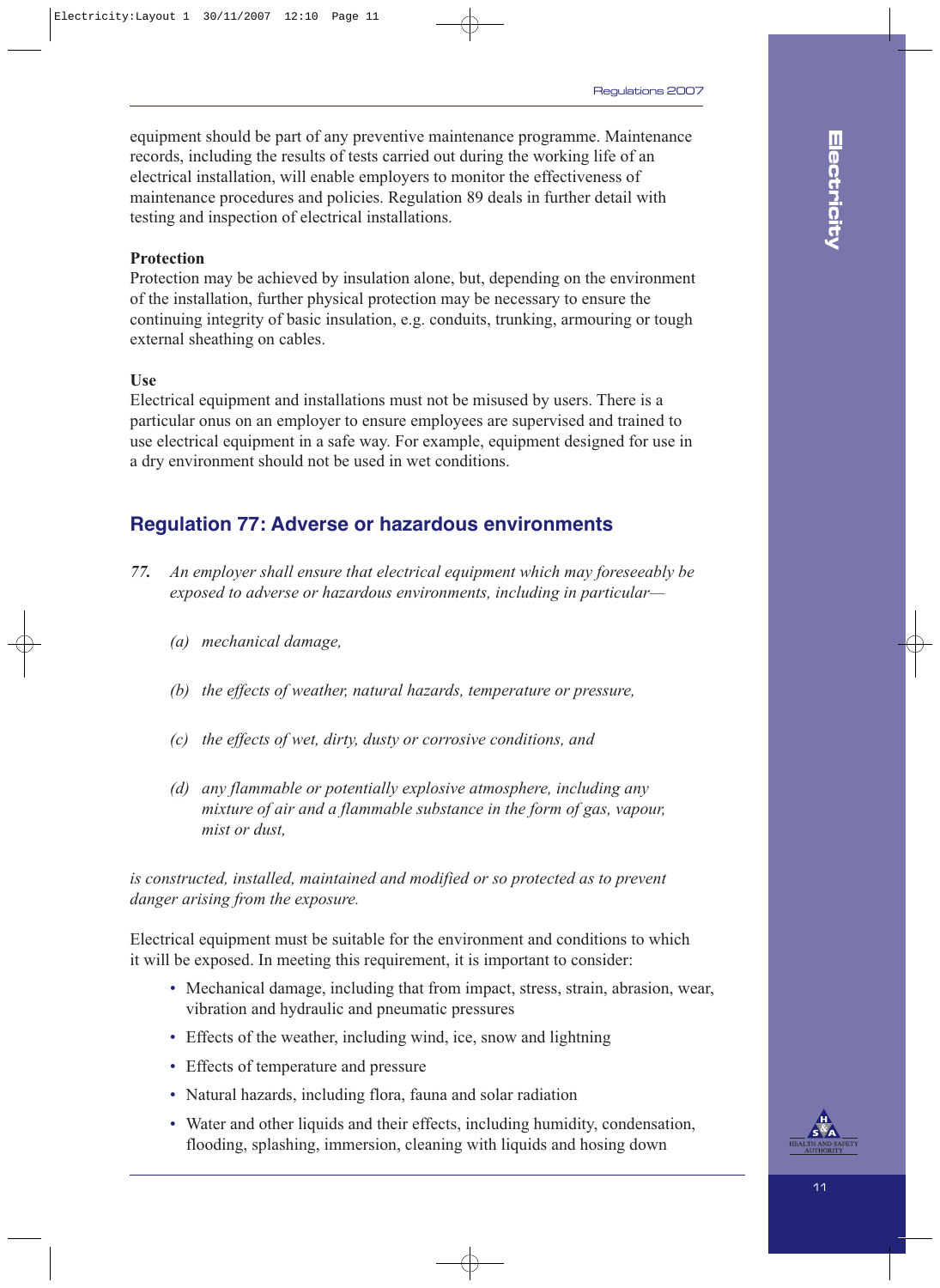equipment should be part of any preventive maintenance programme. Maintenance records, including the results of tests carried out during the working life of an electrical installation, will enable employers to monitor the effectiveness of maintenance procedures and policies. Regulation 89 deals in further detail with testing and inspection of electrical installations.

**Protection**

Protection may be achieved by insulation alone, but, depending on the environment of the installation, further physical protection may be necessary to ensure the continuing integrity of basic insulation, e.g. conduits, trunking, armouring or tough external sheathing on cables.

**Use**

Electrical equipment and installations must not be misused by users. There is a particular onus on an employer to ensure employees are supervised and trained to use electrical equipment in a safe way. For example, equipment designed for use in a dry environment should not be used in wet conditions.

## Regulation 77: Adverse or hazardous environments

*77. An employer shall ensure that electrical equipment which may foreseeably be exposed to adverse or hazardous environments, including in particular—*

*(a) mechanical damage,*

*(b) the effects of weather, natural hazards, temperature or pressure,*

*(c) the effects of wet, dirty, dusty or corrosive conditions, and*

*(d) any flammable or potentially explosive atmosphere, including any mixture of air and a flammable substance in the form of gas, vapour, mist or dust,*

*is constructed, installed, maintained and modified or so protected as to prevent danger arising from the exposure.*

Electrical equipment must be suitable for the environment and conditions to which it will be exposed. In meeting this requirement, it is important to consider:

- Mechanical damage, including that from impact, stress, strain, abrasion, wear, vibration and hydraulic and pneumatic pressures
- Effects of the weather, including wind, ice, snow and lightning
- Effects of temperature and pressure
- Natural hazards, including flora, fauna and solar radiation
- Water and other liquids and their effects, including humidity, condensation, flooding, splashing, immersion, cleaning with liquids and hosing down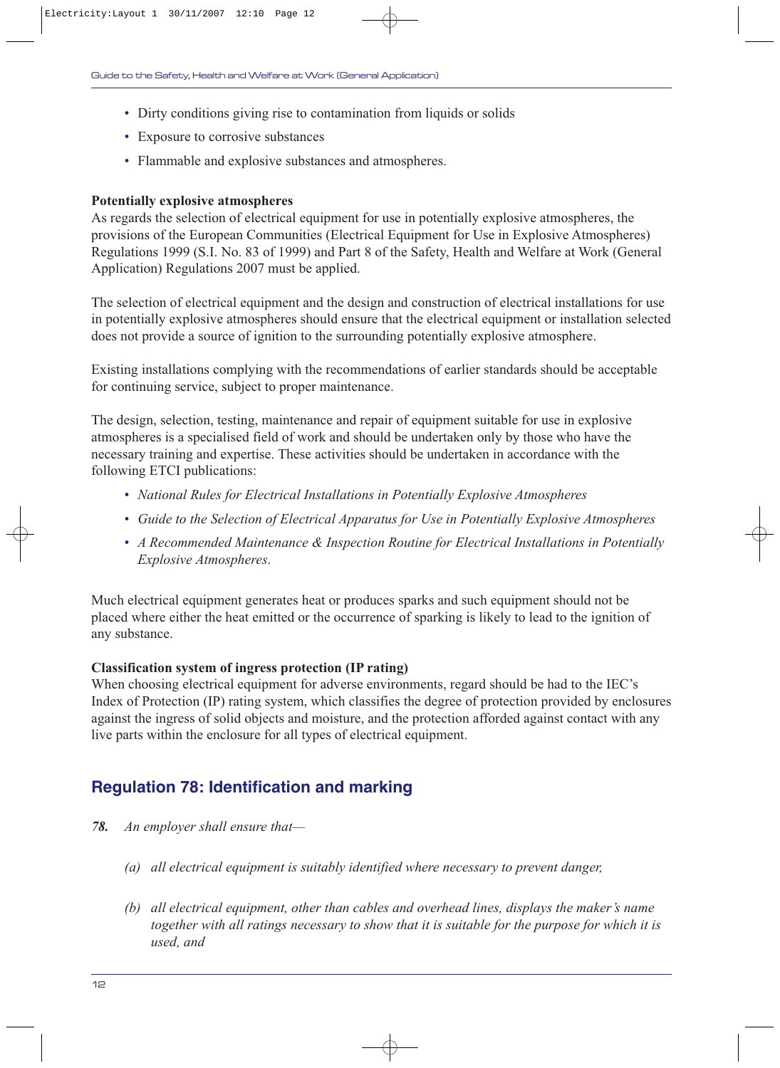- Dirty conditions giving rise to contamination from liquids or solids
- Exposure to corrosive substances
- Flammable and explosive substances and atmospheres.

**Potentially explosive atmospheres**
As regards the selection of electrical equipment for use in potentially explosive atmospheres, the provisions of the European Communities (Electrical Equipment for Use in Explosive Atmospheres) Regulations 1999 (S.I. No. 83 of 1999) and Part 8 of the Safety, Health and Welfare at Work (General Application) Regulations 2007 must be applied.

The selection of electrical equipment and the design and construction of electrical installations for use in potentially explosive atmospheres should ensure that the electrical equipment or installation selected does not provide a source of ignition to the surrounding potentially explosive atmosphere.

Existing installations complying with the recommendations of earlier standards should be acceptable for continuing service, subject to proper maintenance.

The design, selection, testing, maintenance and repair of equipment suitable for use in explosive atmospheres is a specialised field of work and should be undertaken only by those who have the necessary training and expertise. These activities should be undertaken in accordance with the following ETCI publications:

- *National Rules for Electrical Installations in Potentially Explosive Atmospheres*
- *Guide to the Selection of Electrical Apparatus for Use in Potentially Explosive Atmospheres*
- *A Recommended Maintenance & Inspection Routine for Electrical Installations in Potentially Explosive Atmospheres*.

Much electrical equipment generates heat or produces sparks and such equipment should not be placed where either the heat emitted or the occurrence of sparking is likely to lead to the ignition of any substance.

**Classification system of ingress protection (IP rating)**
When choosing electrical equipment for adverse environments, regard should be had to the IEC's Index of Protection (IP) rating system, which classifies the degree of protection provided by enclosures against the ingress of solid objects and moisture, and the protection afforded against contact with any live parts within the enclosure for all types of electrical equipment.

## Regulation 78: Identification and marking

***78.*** *An employer shall ensure that—*

*(a) all electrical equipment is suitably identified where necessary to prevent danger,*

*(b) all electrical equipment, other than cables and overhead lines, displays the maker's name together with all ratings necessary to show that it is suitable for the purpose for which it is used, and*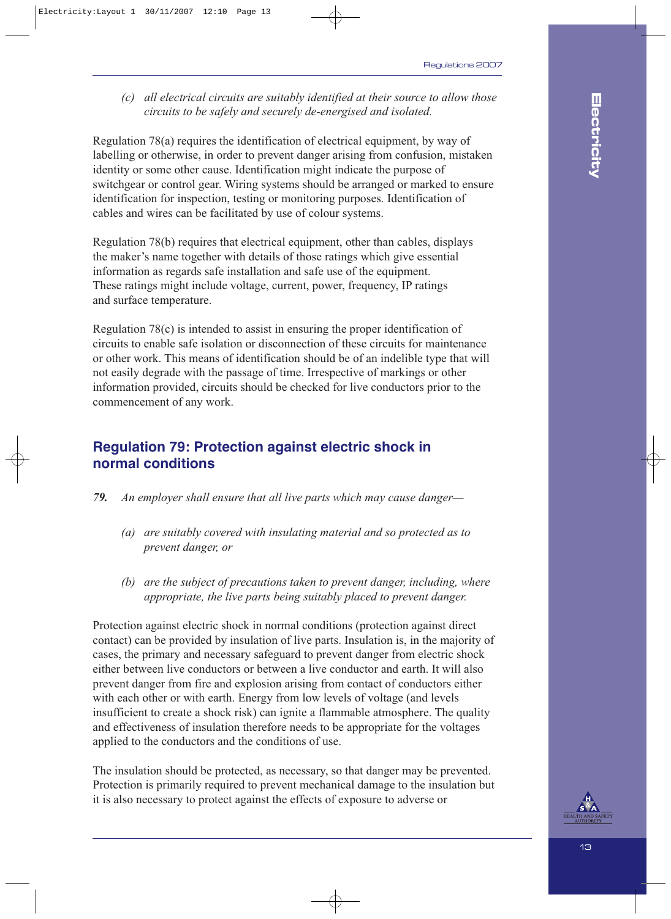*(c) all electrical circuits are suitably identified at their source to allow those circuits to be safely and securely de-energised and isolated.*

Regulation 78(a) requires the identification of electrical equipment, by way of labelling or otherwise, in order to prevent danger arising from confusion, mistaken identity or some other cause. Identification might indicate the purpose of switchgear or control gear. Wiring systems should be arranged or marked to ensure identification for inspection, testing or monitoring purposes. Identification of cables and wires can be facilitated by use of colour systems.

Regulation 78(b) requires that electrical equipment, other than cables, displays the maker's name together with details of those ratings which give essential information as regards safe installation and safe use of the equipment. These ratings might include voltage, current, power, frequency, IP ratings and surface temperature.

Regulation 78(c) is intended to assist in ensuring the proper identification of circuits to enable safe isolation or disconnection of these circuits for maintenance or other work. This means of identification should be of an indelible type that will not easily degrade with the passage of time. Irrespective of markings or other information provided, circuits should be checked for live conductors prior to the commencement of any work.

## Regulation 79: Protection against electric shock in normal conditions

*79. An employer shall ensure that all live parts which may cause danger—*

*(a) are suitably covered with insulating material and so protected as to prevent danger, or*

*(b) are the subject of precautions taken to prevent danger, including, where appropriate, the live parts being suitably placed to prevent danger.*

Protection against electric shock in normal conditions (protection against direct contact) can be provided by insulation of live parts. Insulation is, in the majority of cases, the primary and necessary safeguard to prevent danger from electric shock either between live conductors or between a live conductor and earth. It will also prevent danger from fire and explosion arising from contact of conductors either with each other or with earth. Energy from low levels of voltage (and levels insufficient to create a shock risk) can ignite a flammable atmosphere. The quality and effectiveness of insulation therefore needs to be appropriate for the voltages applied to the conductors and the conditions of use.

The insulation should be protected, as necessary, so that danger may be prevented. Protection is primarily required to prevent mechanical damage to the insulation but it is also necessary to protect against the effects of exposure to adverse or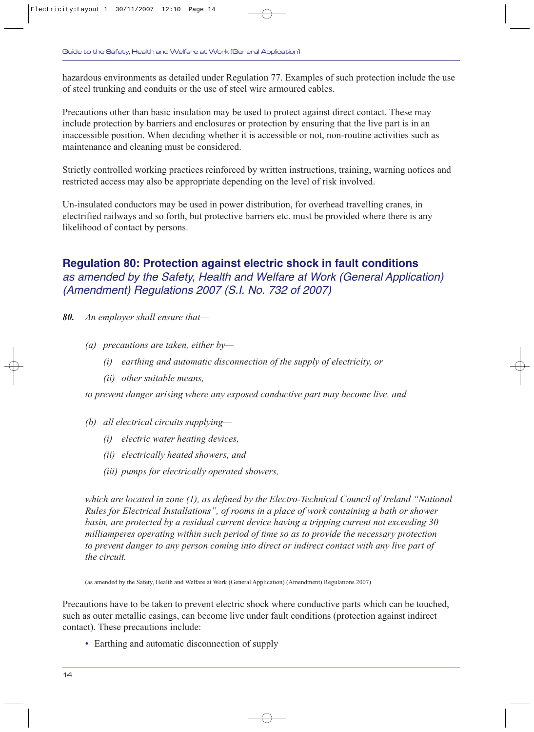hazardous environments as detailed under Regulation 77. Examples of such protection include the use of steel trunking and conduits or the use of steel wire armoured cables.

Precautions other than basic insulation may be used to protect against direct contact. These may include protection by barriers and enclosures or protection by ensuring that the live part is in an inaccessible position. When deciding whether it is accessible or not, non-routine activities such as maintenance and cleaning must be considered.

Strictly controlled working practices reinforced by written instructions, training, warning notices and restricted access may also be appropriate depending on the level of risk involved.

Un-insulated conductors may be used in power distribution, for overhead travelling cranes, in electrified railways and so forth, but protective barriers etc. must be provided where there is any likelihood of contact by persons.

## Regulation 80: Protection against electric shock in fault conditions
*as amended by the Safety, Health and Welfare at Work (General Application) (Amendment) Regulations 2007 (S.I. No. 732 of 2007)*

***80.*** *An employer shall ensure that—*

*(a) precautions are taken, either by—*

*(i) earthing and automatic disconnection of the supply of electricity, or*

*(ii) other suitable means,*

*to prevent danger arising where any exposed conductive part may become live, and*

*(b) all electrical circuits supplying—*

*(i) electric water heating devices,*

*(ii) electrically heated showers, and*

*(iii) pumps for electrically operated showers,*

*which are located in zone (1), as defined by the Electro-Technical Council of Ireland "National Rules for Electrical Installations", of rooms in a place of work containing a bath or shower basin, are protected by a residual current device having a tripping current not exceeding 30 milliamperes operating within such period of time so as to provide the necessary protection to prevent danger to any person coming into direct or indirect contact with any live part of the circuit.*

(as amended by the Safety, Health and Welfare at Work (General Application) (Amendment) Regulations 2007)

Precautions have to be taken to prevent electric shock where conductive parts which can be touched, such as outer metallic casings, can become live under fault conditions (protection against indirect contact). These precautions include:

- Earthing and automatic disconnection of supply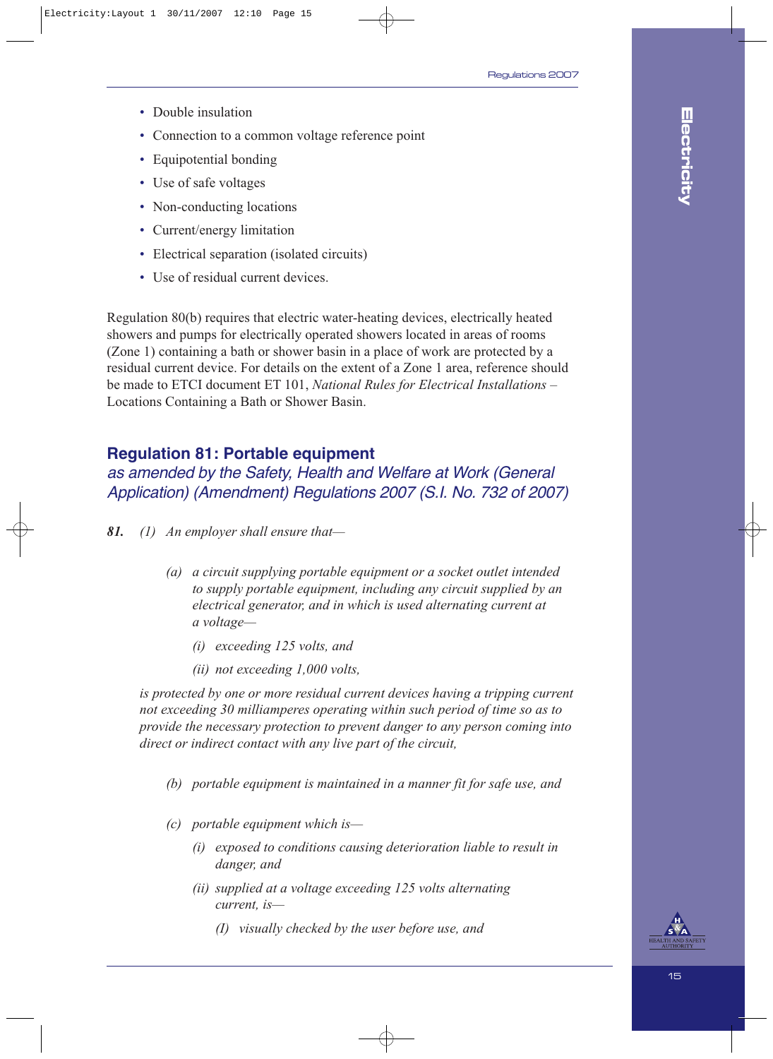- Double insulation
- Connection to a common voltage reference point
- Equipotential bonding
- Use of safe voltages
- Non-conducting locations
- Current/energy limitation
- Electrical separation (isolated circuits)
- Use of residual current devices.

Regulation 80(b) requires that electric water-heating devices, electrically heated showers and pumps for electrically operated showers located in areas of rooms (Zone 1) containing a bath or shower basin in a place of work are protected by a residual current device. For details on the extent of a Zone 1 area, reference should be made to ETCI document ET 101, *National Rules for Electrical Installations –* Locations Containing a Bath or Shower Basin.

## Regulation 81: Portable equipment

*as amended by the Safety, Health and Welfare at Work (General Application) (Amendment) Regulations 2007 (S.I. No. 732 of 2007)*

***81.*** *(1) An employer shall ensure that—*

*(a) a circuit supplying portable equipment or a socket outlet intended to supply portable equipment, including any circuit supplied by an electrical generator, and in which is used alternating current at a voltage—*

*(i) exceeding 125 volts, and*

*(ii) not exceeding 1,000 volts,*

*is protected by one or more residual current devices having a tripping current not exceeding 30 milliamperes operating within such period of time so as to provide the necessary protection to prevent danger to any person coming into direct or indirect contact with any live part of the circuit,*

*(b) portable equipment is maintained in a manner fit for safe use, and*

*(c) portable equipment which is—*

*(i) exposed to conditions causing deterioration liable to result in danger, and*

*(ii) supplied at a voltage exceeding 125 volts alternating current, is—*

*(I) visually checked by the user before use, and*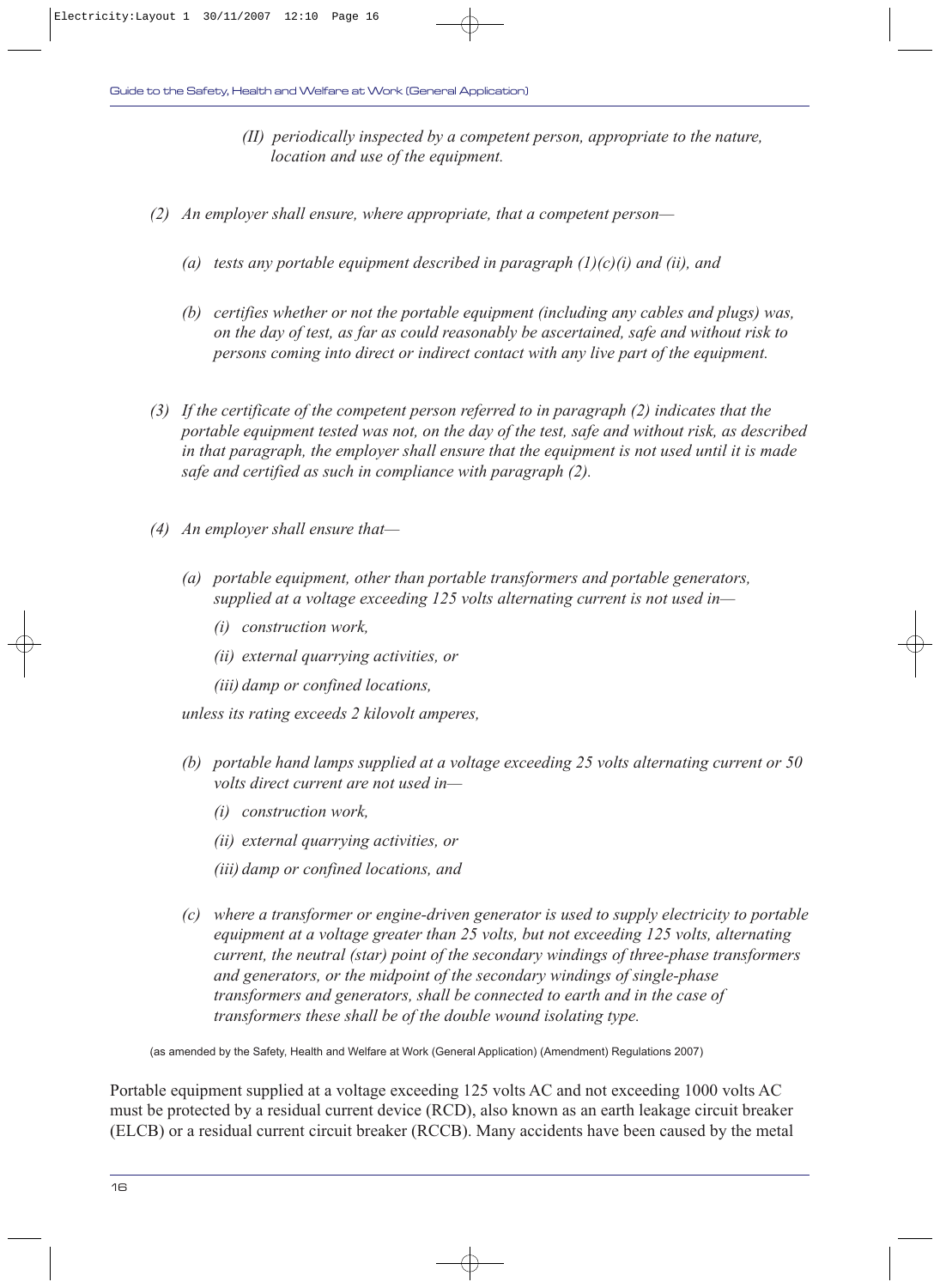*(II) periodically inspected by a competent person, appropriate to the nature, location and use of the equipment.*

*(2) An employer shall ensure, where appropriate, that a competent person—*

*(a) tests any portable equipment described in paragraph (1)(c)(i) and (ii), and*

*(b) certifies whether or not the portable equipment (including any cables and plugs) was, on the day of test, as far as could reasonably be ascertained, safe and without risk to persons coming into direct or indirect contact with any live part of the equipment.*

*(3) If the certificate of the competent person referred to in paragraph (2) indicates that the portable equipment tested was not, on the day of the test, safe and without risk, as described in that paragraph, the employer shall ensure that the equipment is not used until it is made safe and certified as such in compliance with paragraph (2).*

*(4) An employer shall ensure that—*

*(a) portable equipment, other than portable transformers and portable generators, supplied at a voltage exceeding 125 volts alternating current is not used in—*

*(i) construction work,*

*(ii) external quarrying activities, or*

*(iii) damp or confined locations,*

*unless its rating exceeds 2 kilovolt amperes,*

*(b) portable hand lamps supplied at a voltage exceeding 25 volts alternating current or 50 volts direct current are not used in—*

*(i) construction work,*

*(ii) external quarrying activities, or*

*(iii) damp or confined locations, and*

*(c) where a transformer or engine-driven generator is used to supply electricity to portable equipment at a voltage greater than 25 volts, but not exceeding 125 volts, alternating current, the neutral (star) point of the secondary windings of three-phase transformers and generators, or the midpoint of the secondary windings of single-phase transformers and generators, shall be connected to earth and in the case of transformers these shall be of the double wound isolating type.*

(as amended by the Safety, Health and Welfare at Work (General Application) (Amendment) Regulations 2007)

Portable equipment supplied at a voltage exceeding 125 volts AC and not exceeding 1000 volts AC must be protected by a residual current device (RCD), also known as an earth leakage circuit breaker (ELCB) or a residual current circuit breaker (RCCB). Many accidents have been caused by the metal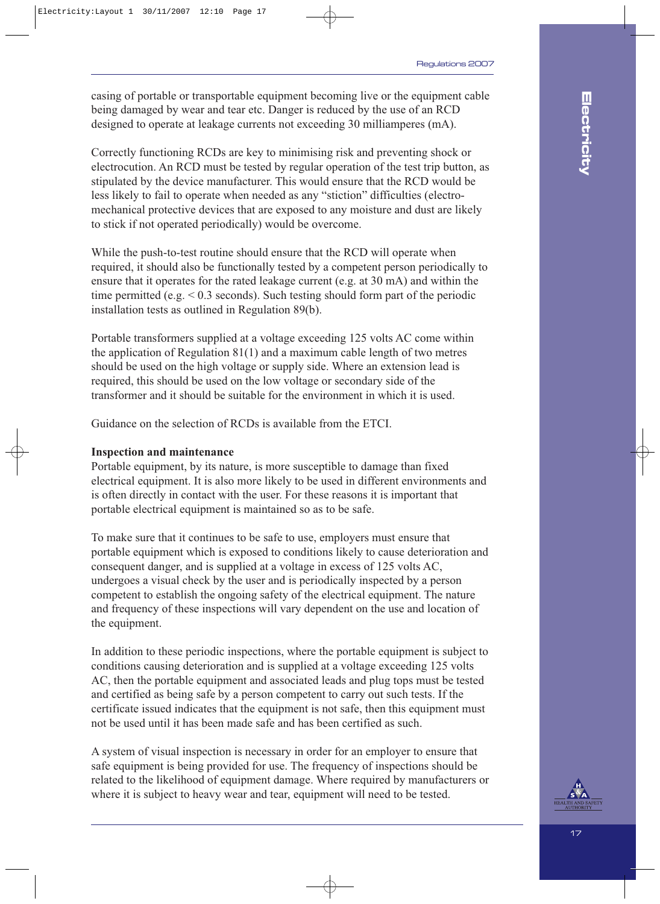casing of portable or transportable equipment becoming live or the equipment cable being damaged by wear and tear etc. Danger is reduced by the use of an RCD designed to operate at leakage currents not exceeding 30 milliamperes (mA).

Correctly functioning RCDs are key to minimising risk and preventing shock or electrocution. An RCD must be tested by regular operation of the test trip button, as stipulated by the device manufacturer. This would ensure that the RCD would be less likely to fail to operate when needed as any "stiction" difficulties (electro-mechanical protective devices that are exposed to any moisture and dust are likely to stick if not operated periodically) would be overcome.

While the push-to-test routine should ensure that the RCD will operate when required, it should also be functionally tested by a competent person periodically to ensure that it operates for the rated leakage current (e.g. at 30 mA) and within the time permitted (e.g. < 0.3 seconds). Such testing should form part of the periodic installation tests as outlined in Regulation 89(b).

Portable transformers supplied at a voltage exceeding 125 volts AC come within the application of Regulation 81(1) and a maximum cable length of two metres should be used on the high voltage or supply side. Where an extension lead is required, this should be used on the low voltage or secondary side of the transformer and it should be suitable for the environment in which it is used.

Guidance on the selection of RCDs is available from the ETCI.

**Inspection and maintenance**

Portable equipment, by its nature, is more susceptible to damage than fixed electrical equipment. It is also more likely to be used in different environments and is often directly in contact with the user. For these reasons it is important that portable electrical equipment is maintained so as to be safe.

To make sure that it continues to be safe to use, employers must ensure that portable equipment which is exposed to conditions likely to cause deterioration and consequent danger, and is supplied at a voltage in excess of 125 volts AC, undergoes a visual check by the user and is periodically inspected by a person competent to establish the ongoing safety of the electrical equipment. The nature and frequency of these inspections will vary dependent on the use and location of the equipment.

In addition to these periodic inspections, where the portable equipment is subject to conditions causing deterioration and is supplied at a voltage exceeding 125 volts AC, then the portable equipment and associated leads and plug tops must be tested and certified as being safe by a person competent to carry out such tests. If the certificate issued indicates that the equipment is not safe, then this equipment must not be used until it has been made safe and has been certified as such.

A system of visual inspection is necessary in order for an employer to ensure that safe equipment is being provided for use. The frequency of inspections should be related to the likelihood of equipment damage. Where required by manufacturers or where it is subject to heavy wear and tear, equipment will need to be tested.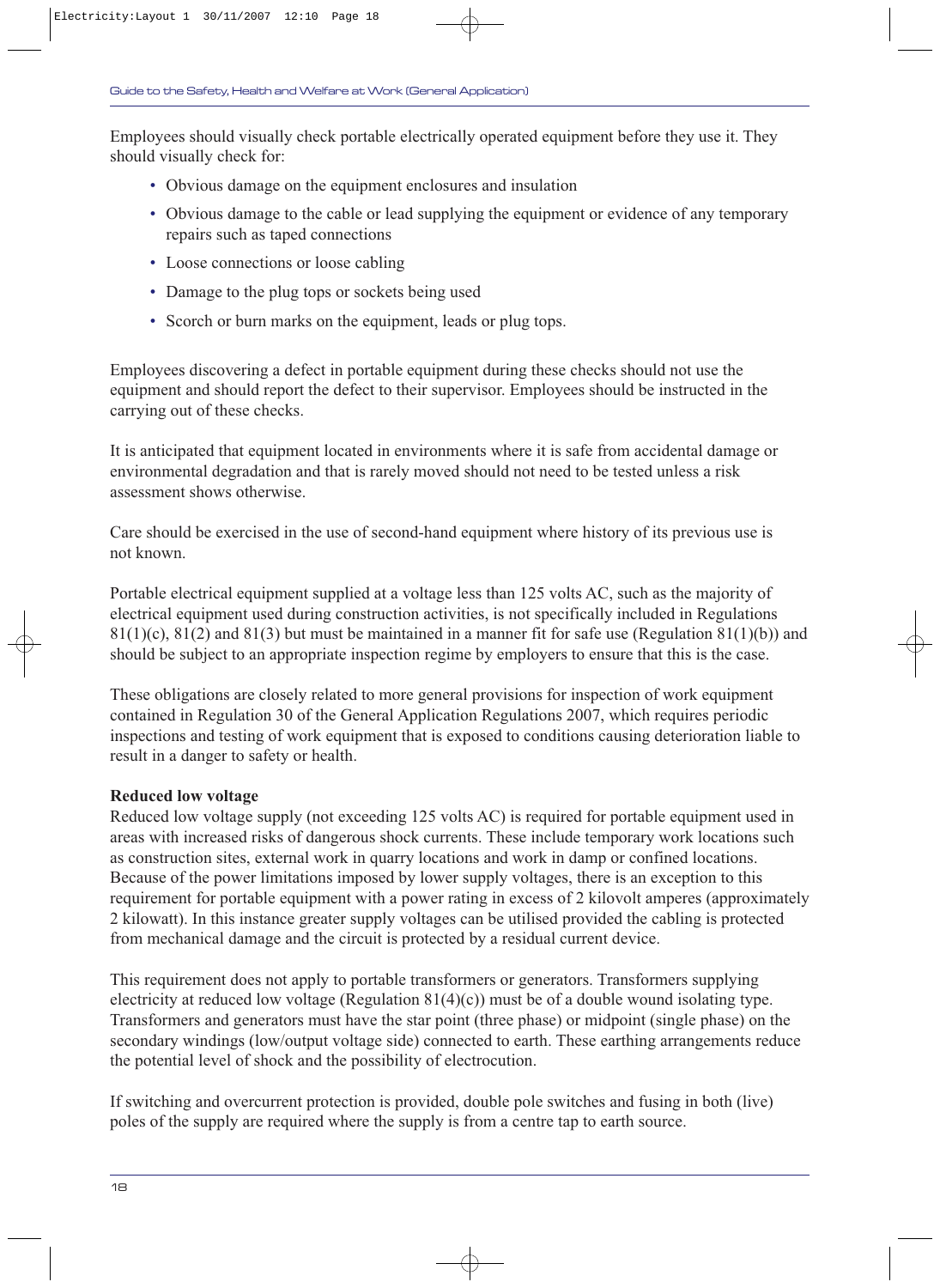Employees should visually check portable electrically operated equipment before they use it. They should visually check for:

- Obvious damage on the equipment enclosures and insulation
- Obvious damage to the cable or lead supplying the equipment or evidence of any temporary repairs such as taped connections
- Loose connections or loose cabling
- Damage to the plug tops or sockets being used
- Scorch or burn marks on the equipment, leads or plug tops.

Employees discovering a defect in portable equipment during these checks should not use the equipment and should report the defect to their supervisor. Employees should be instructed in the carrying out of these checks.

It is anticipated that equipment located in environments where it is safe from accidental damage or environmental degradation and that is rarely moved should not need to be tested unless a risk assessment shows otherwise.

Care should be exercised in the use of second-hand equipment where history of its previous use is not known.

Portable electrical equipment supplied at a voltage less than 125 volts AC, such as the majority of electrical equipment used during construction activities, is not specifically included in Regulations 81(1)(c), 81(2) and 81(3) but must be maintained in a manner fit for safe use (Regulation 81(1)(b)) and should be subject to an appropriate inspection regime by employers to ensure that this is the case.

These obligations are closely related to more general provisions for inspection of work equipment contained in Regulation 30 of the General Application Regulations 2007, which requires periodic inspections and testing of work equipment that is exposed to conditions causing deterioration liable to result in a danger to safety or health.

**Reduced low voltage**

Reduced low voltage supply (not exceeding 125 volts AC) is required for portable equipment used in areas with increased risks of dangerous shock currents. These include temporary work locations such as construction sites, external work in quarry locations and work in damp or confined locations. Because of the power limitations imposed by lower supply voltages, there is an exception to this requirement for portable equipment with a power rating in excess of 2 kilovolt amperes (approximately 2 kilowatt). In this instance greater supply voltages can be utilised provided the cabling is protected from mechanical damage and the circuit is protected by a residual current device.

This requirement does not apply to portable transformers or generators. Transformers supplying electricity at reduced low voltage (Regulation 81(4)(c)) must be of a double wound isolating type. Transformers and generators must have the star point (three phase) or midpoint (single phase) on the secondary windings (low/output voltage side) connected to earth. These earthing arrangements reduce the potential level of shock and the possibility of electrocution.

If switching and overcurrent protection is provided, double pole switches and fusing in both (live) poles of the supply are required where the supply is from a centre tap to earth source.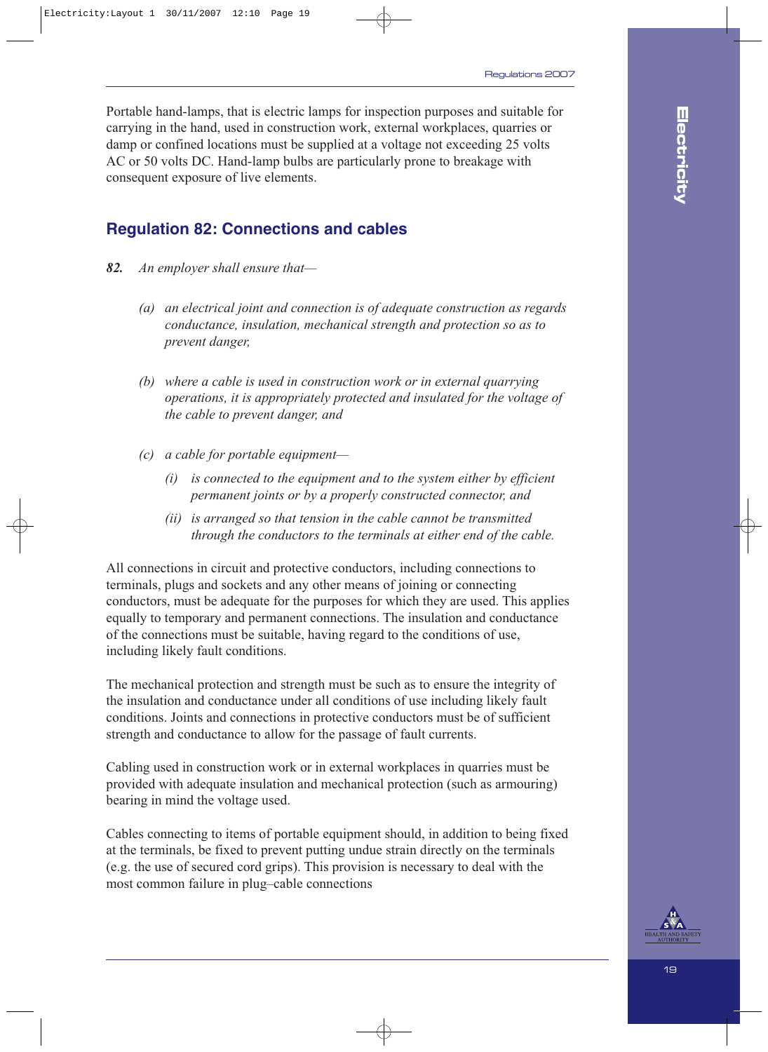Portable hand-lamps, that is electric lamps for inspection purposes and suitable for carrying in the hand, used in construction work, external workplaces, quarries or damp or confined locations must be supplied at a voltage not exceeding 25 volts AC or 50 volts DC. Hand-lamp bulbs are particularly prone to breakage with consequent exposure of live elements.

## Regulation 82: Connections and cables

***82.*** *An employer shall ensure that—*

*(a) an electrical joint and connection is of adequate construction as regards conductance, insulation, mechanical strength and protection so as to prevent danger,*

*(b) where a cable is used in construction work or in external quarrying operations, it is appropriately protected and insulated for the voltage of the cable to prevent danger, and*

*(c) a cable for portable equipment—*

*(i) is connected to the equipment and to the system either by efficient permanent joints or by a properly constructed connector, and*

*(ii) is arranged so that tension in the cable cannot be transmitted through the conductors to the terminals at either end of the cable.*

All connections in circuit and protective conductors, including connections to terminals, plugs and sockets and any other means of joining or connecting conductors, must be adequate for the purposes for which they are used. This applies equally to temporary and permanent connections. The insulation and conductance of the connections must be suitable, having regard to the conditions of use, including likely fault conditions.

The mechanical protection and strength must be such as to ensure the integrity of the insulation and conductance under all conditions of use including likely fault conditions. Joints and connections in protective conductors must be of sufficient strength and conductance to allow for the passage of fault currents.

Cabling used in construction work or in external workplaces in quarries must be provided with adequate insulation and mechanical protection (such as armouring) bearing in mind the voltage used.

Cables connecting to items of portable equipment should, in addition to being fixed at the terminals, be fixed to prevent putting undue strain directly on the terminals (e.g. the use of secured cord grips). This provision is necessary to deal with the most common failure in plug–cable connections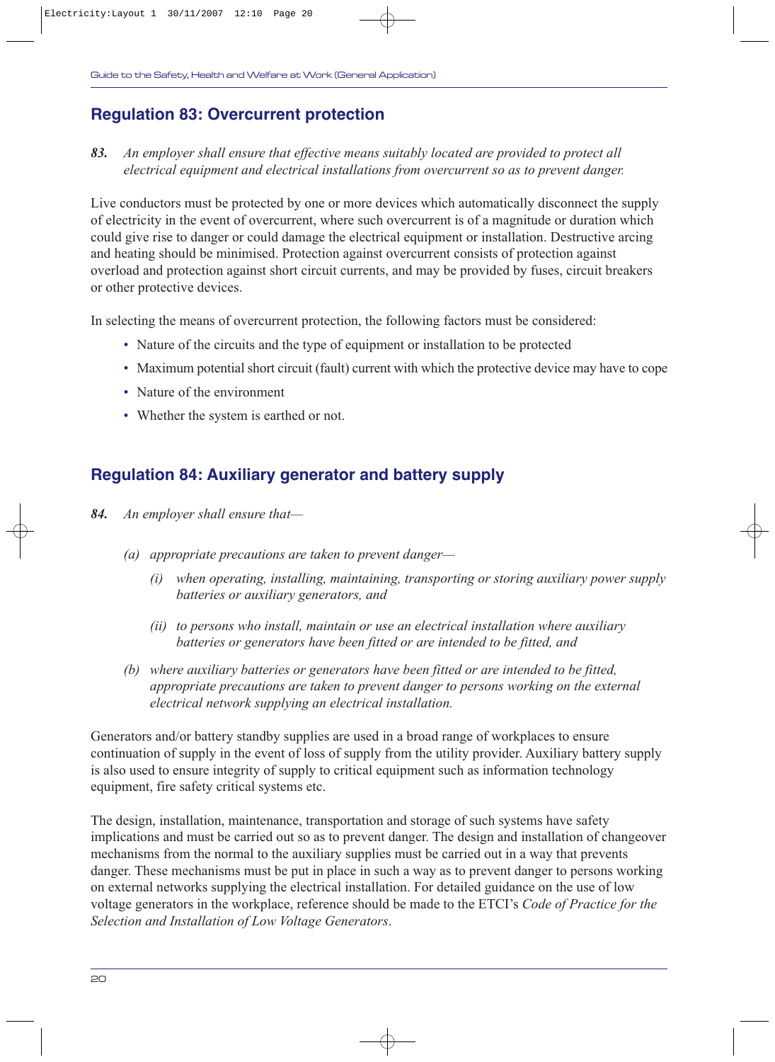## Regulation 83: Overcurrent protection

***83.*** *An employer shall ensure that effective means suitably located are provided to protect all electrical equipment and electrical installations from overcurrent so as to prevent danger.*

Live conductors must be protected by one or more devices which automatically disconnect the supply of electricity in the event of overcurrent, where such overcurrent is of a magnitude or duration which could give rise to danger or could damage the electrical equipment or installation. Destructive arcing and heating should be minimised. Protection against overcurrent consists of protection against overload and protection against short circuit currents, and may be provided by fuses, circuit breakers or other protective devices.

In selecting the means of overcurrent protection, the following factors must be considered:

- Nature of the circuits and the type of equipment or installation to be protected
- Maximum potential short circuit (fault) current with which the protective device may have to cope
- Nature of the environment
- Whether the system is earthed or not.

## Regulation 84: Auxiliary generator and battery supply

***84.*** *An employer shall ensure that—*

*(a) appropriate precautions are taken to prevent danger—*

*(i) when operating, installing, maintaining, transporting or storing auxiliary power supply batteries or auxiliary generators, and*

*(ii) to persons who install, maintain or use an electrical installation where auxiliary batteries or generators have been fitted or are intended to be fitted, and*

*(b) where auxiliary batteries or generators have been fitted or are intended to be fitted, appropriate precautions are taken to prevent danger to persons working on the external electrical network supplying an electrical installation.*

Generators and/or battery standby supplies are used in a broad range of workplaces to ensure continuation of supply in the event of loss of supply from the utility provider. Auxiliary battery supply is also used to ensure integrity of supply to critical equipment such as information technology equipment, fire safety critical systems etc.

The design, installation, maintenance, transportation and storage of such systems have safety implications and must be carried out so as to prevent danger. The design and installation of changeover mechanisms from the normal to the auxiliary supplies must be carried out in a way that prevents danger. These mechanisms must be put in place in such a way as to prevent danger to persons working on external networks supplying the electrical installation. For detailed guidance on the use of low voltage generators in the workplace, reference should be made to the ETCI's *Code of Practice for the Selection and Installation of Low Voltage Generators*.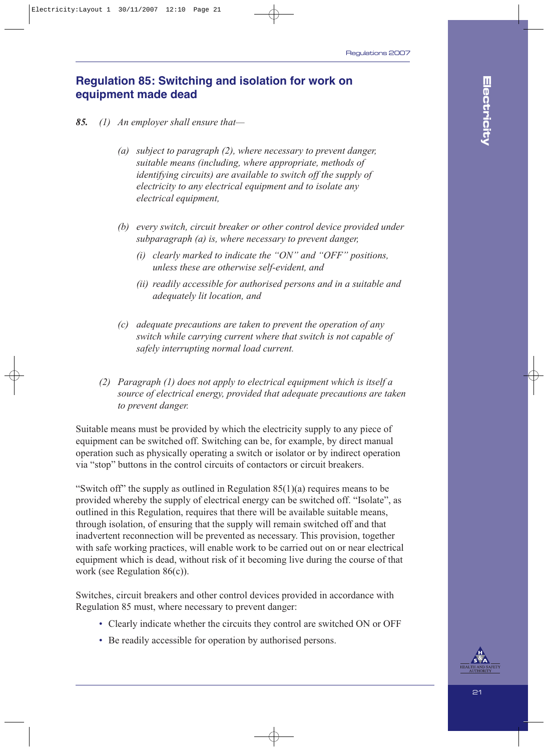## Regulation 85: Switching and isolation for work on equipment made dead

***85.*** *(1) An employer shall ensure that—*

*(a) subject to paragraph (2), where necessary to prevent danger, suitable means (including, where appropriate, methods of identifying circuits) are available to switch off the supply of electricity to any electrical equipment and to isolate any electrical equipment,*

*(b) every switch, circuit breaker or other control device provided under subparagraph (a) is, where necessary to prevent danger,*

*(i) clearly marked to indicate the "ON" and "OFF" positions, unless these are otherwise self-evident, and*

*(ii) readily accessible for authorised persons and in a suitable and adequately lit location, and*

*(c) adequate precautions are taken to prevent the operation of any switch while carrying current where that switch is not capable of safely interrupting normal load current.*

*(2) Paragraph (1) does not apply to electrical equipment which is itself a source of electrical energy, provided that adequate precautions are taken to prevent danger.*

Suitable means must be provided by which the electricity supply to any piece of equipment can be switched off. Switching can be, for example, by direct manual operation such as physically operating a switch or isolator or by indirect operation via "stop" buttons in the control circuits of contactors or circuit breakers.

"Switch off" the supply as outlined in Regulation 85(1)(a) requires means to be provided whereby the supply of electrical energy can be switched off. "Isolate", as outlined in this Regulation, requires that there will be available suitable means, through isolation, of ensuring that the supply will remain switched off and that inadvertent reconnection will be prevented as necessary. This provision, together with safe working practices, will enable work to be carried out on or near electrical equipment which is dead, without risk of it becoming live during the course of that work (see Regulation 86(c)).

Switches, circuit breakers and other control devices provided in accordance with Regulation 85 must, where necessary to prevent danger:

- Clearly indicate whether the circuits they control are switched ON or OFF
- Be readily accessible for operation by authorised persons.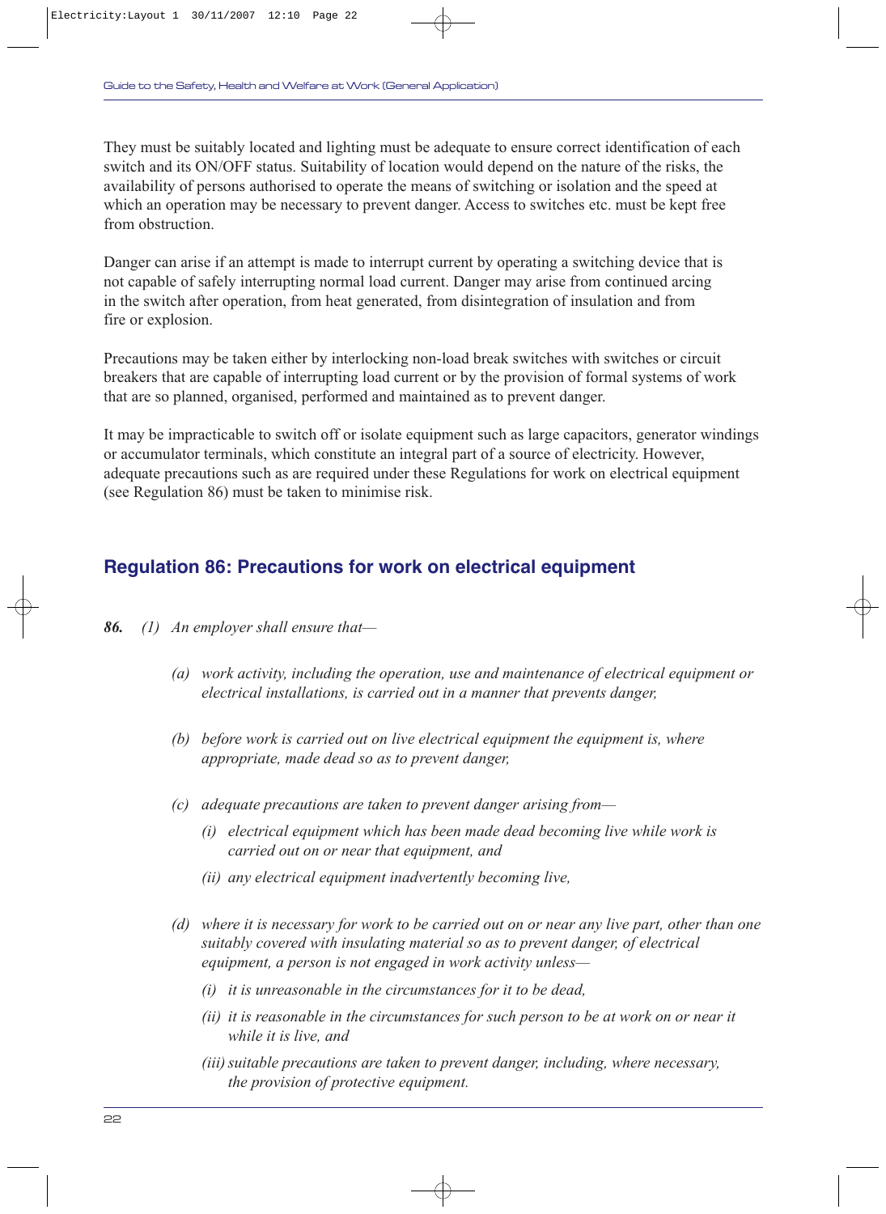They must be suitably located and lighting must be adequate to ensure correct identification of each switch and its ON/OFF status. Suitability of location would depend on the nature of the risks, the availability of persons authorised to operate the means of switching or isolation and the speed at which an operation may be necessary to prevent danger. Access to switches etc. must be kept free from obstruction.

Danger can arise if an attempt is made to interrupt current by operating a switching device that is not capable of safely interrupting normal load current. Danger may arise from continued arcing in the switch after operation, from heat generated, from disintegration of insulation and from fire or explosion.

Precautions may be taken either by interlocking non-load break switches with switches or circuit breakers that are capable of interrupting load current or by the provision of formal systems of work that are so planned, organised, performed and maintained as to prevent danger.

It may be impracticable to switch off or isolate equipment such as large capacitors, generator windings or accumulator terminals, which constitute an integral part of a source of electricity. However, adequate precautions such as are required under these Regulations for work on electrical equipment (see Regulation 86) must be taken to minimise risk.

## Regulation 86: Precautions for work on electrical equipment

***86.*** *(1) An employer shall ensure that—*

*(a) work activity, including the operation, use and maintenance of electrical equipment or electrical installations, is carried out in a manner that prevents danger,*

*(b) before work is carried out on live electrical equipment the equipment is, where appropriate, made dead so as to prevent danger,*

*(c) adequate precautions are taken to prevent danger arising from—*

*(i) electrical equipment which has been made dead becoming live while work is carried out on or near that equipment, and*

*(ii) any electrical equipment inadvertently becoming live,*

*(d) where it is necessary for work to be carried out on or near any live part, other than one suitably covered with insulating material so as to prevent danger, of electrical equipment, a person is not engaged in work activity unless—*

*(i) it is unreasonable in the circumstances for it to be dead,*

*(ii) it is reasonable in the circumstances for such person to be at work on or near it while it is live, and*

*(iii) suitable precautions are taken to prevent danger, including, where necessary, the provision of protective equipment.*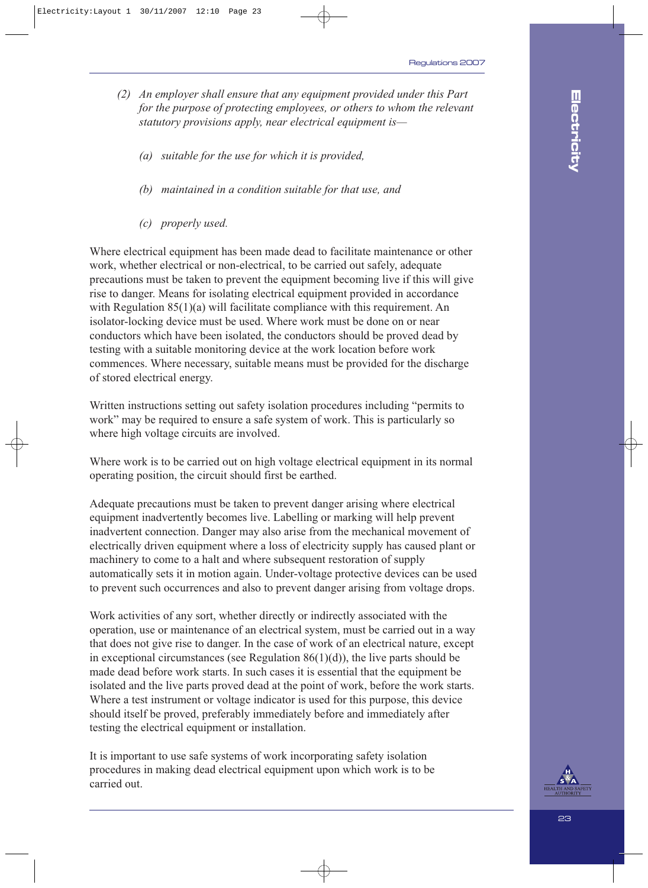*(2) An employer shall ensure that any equipment provided under this Part for the purpose of protecting employees, or others to whom the relevant statutory provisions apply, near electrical equipment is—*

*(a) suitable for the use for which it is provided,*

*(b) maintained in a condition suitable for that use, and*

*(c) properly used.*

Where electrical equipment has been made dead to facilitate maintenance or other work, whether electrical or non-electrical, to be carried out safely, adequate precautions must be taken to prevent the equipment becoming live if this will give rise to danger. Means for isolating electrical equipment provided in accordance with Regulation 85(1)(a) will facilitate compliance with this requirement. An isolator-locking device must be used. Where work must be done on or near conductors which have been isolated, the conductors should be proved dead by testing with a suitable monitoring device at the work location before work commences. Where necessary, suitable means must be provided for the discharge of stored electrical energy.

Written instructions setting out safety isolation procedures including "permits to work" may be required to ensure a safe system of work. This is particularly so where high voltage circuits are involved.

Where work is to be carried out on high voltage electrical equipment in its normal operating position, the circuit should first be earthed.

Adequate precautions must be taken to prevent danger arising where electrical equipment inadvertently becomes live. Labelling or marking will help prevent inadvertent connection. Danger may also arise from the mechanical movement of electrically driven equipment where a loss of electricity supply has caused plant or machinery to come to a halt and where subsequent restoration of supply automatically sets it in motion again. Under-voltage protective devices can be used to prevent such occurrences and also to prevent danger arising from voltage drops.

Work activities of any sort, whether directly or indirectly associated with the operation, use or maintenance of an electrical system, must be carried out in a way that does not give rise to danger. In the case of work of an electrical nature, except in exceptional circumstances (see Regulation 86(1)(d)), the live parts should be made dead before work starts. In such cases it is essential that the equipment be isolated and the live parts proved dead at the point of work, before the work starts. Where a test instrument or voltage indicator is used for this purpose, this device should itself be proved, preferably immediately before and immediately after testing the electrical equipment or installation.

It is important to use safe systems of work incorporating safety isolation procedures in making dead electrical equipment upon which work is to be carried out.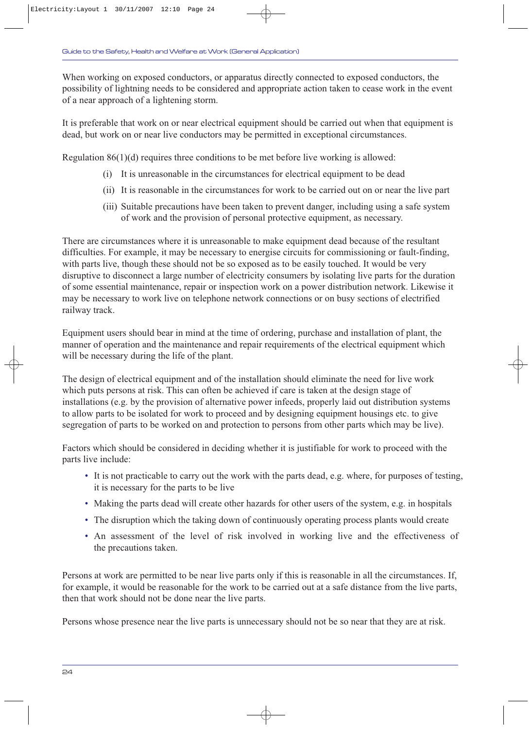When working on exposed conductors, or apparatus directly connected to exposed conductors, the possibility of lightning needs to be considered and appropriate action taken to cease work in the event of a near approach of a lightening storm.

It is preferable that work on or near electrical equipment should be carried out when that equipment is dead, but work on or near live conductors may be permitted in exceptional circumstances.

Regulation 86(1)(d) requires three conditions to be met before live working is allowed:

(i) It is unreasonable in the circumstances for electrical equipment to be dead

(ii) It is reasonable in the circumstances for work to be carried out on or near the live part

(iii) Suitable precautions have been taken to prevent danger, including using a safe system of work and the provision of personal protective equipment, as necessary.

There are circumstances where it is unreasonable to make equipment dead because of the resultant difficulties. For example, it may be necessary to energise circuits for commissioning or fault-finding, with parts live, though these should not be so exposed as to be easily touched. It would be very disruptive to disconnect a large number of electricity consumers by isolating live parts for the duration of some essential maintenance, repair or inspection work on a power distribution network. Likewise it may be necessary to work live on telephone network connections or on busy sections of electrified railway track.

Equipment users should bear in mind at the time of ordering, purchase and installation of plant, the manner of operation and the maintenance and repair requirements of the electrical equipment which will be necessary during the life of the plant.

The design of electrical equipment and of the installation should eliminate the need for live work which puts persons at risk. This can often be achieved if care is taken at the design stage of installations (e.g. by the provision of alternative power infeeds, properly laid out distribution systems to allow parts to be isolated for work to proceed and by designing equipment housings etc. to give segregation of parts to be worked on and protection to persons from other parts which may be live).

Factors which should be considered in deciding whether it is justifiable for work to proceed with the parts live include:

- It is not practicable to carry out the work with the parts dead, e.g. where, for purposes of testing, it is necessary for the parts to be live
- Making the parts dead will create other hazards for other users of the system, e.g. in hospitals
- The disruption which the taking down of continuously operating process plants would create
- An assessment of the level of risk involved in working live and the effectiveness of the precautions taken.

Persons at work are permitted to be near live parts only if this is reasonable in all the circumstances. If, for example, it would be reasonable for the work to be carried out at a safe distance from the live parts, then that work should not be done near the live parts.

Persons whose presence near the live parts is unnecessary should not be so near that they are at risk.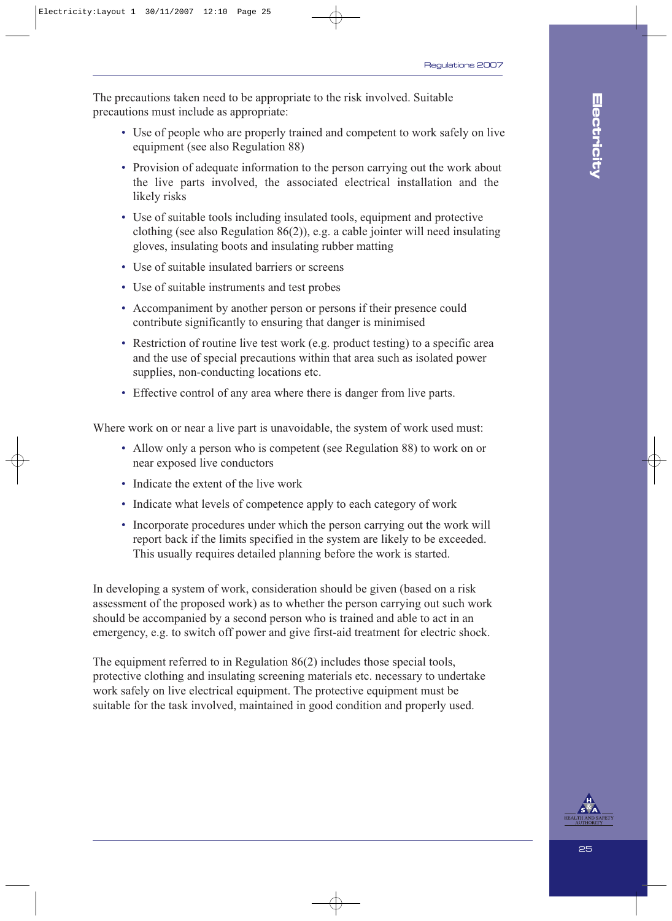The precautions taken need to be appropriate to the risk involved. Suitable precautions must include as appropriate:

- Use of people who are properly trained and competent to work safely on live equipment (see also Regulation 88)
- Provision of adequate information to the person carrying out the work about the live parts involved, the associated electrical installation and the likely risks
- Use of suitable tools including insulated tools, equipment and protective clothing (see also Regulation 86(2)), e.g. a cable jointer will need insulating gloves, insulating boots and insulating rubber matting
- Use of suitable insulated barriers or screens
- Use of suitable instruments and test probes
- Accompaniment by another person or persons if their presence could contribute significantly to ensuring that danger is minimised
- Restriction of routine live test work (e.g. product testing) to a specific area and the use of special precautions within that area such as isolated power supplies, non-conducting locations etc.
- Effective control of any area where there is danger from live parts.

Where work on or near a live part is unavoidable, the system of work used must:

- Allow only a person who is competent (see Regulation 88) to work on or near exposed live conductors
- Indicate the extent of the live work
- Indicate what levels of competence apply to each category of work
- Incorporate procedures under which the person carrying out the work will report back if the limits specified in the system are likely to be exceeded. This usually requires detailed planning before the work is started.

In developing a system of work, consideration should be given (based on a risk assessment of the proposed work) as to whether the person carrying out such work should be accompanied by a second person who is trained and able to act in an emergency, e.g. to switch off power and give first-aid treatment for electric shock.

The equipment referred to in Regulation 86(2) includes those special tools, protective clothing and insulating screening materials etc. necessary to undertake work safely on live electrical equipment. The protective equipment must be suitable for the task involved, maintained in good condition and properly used.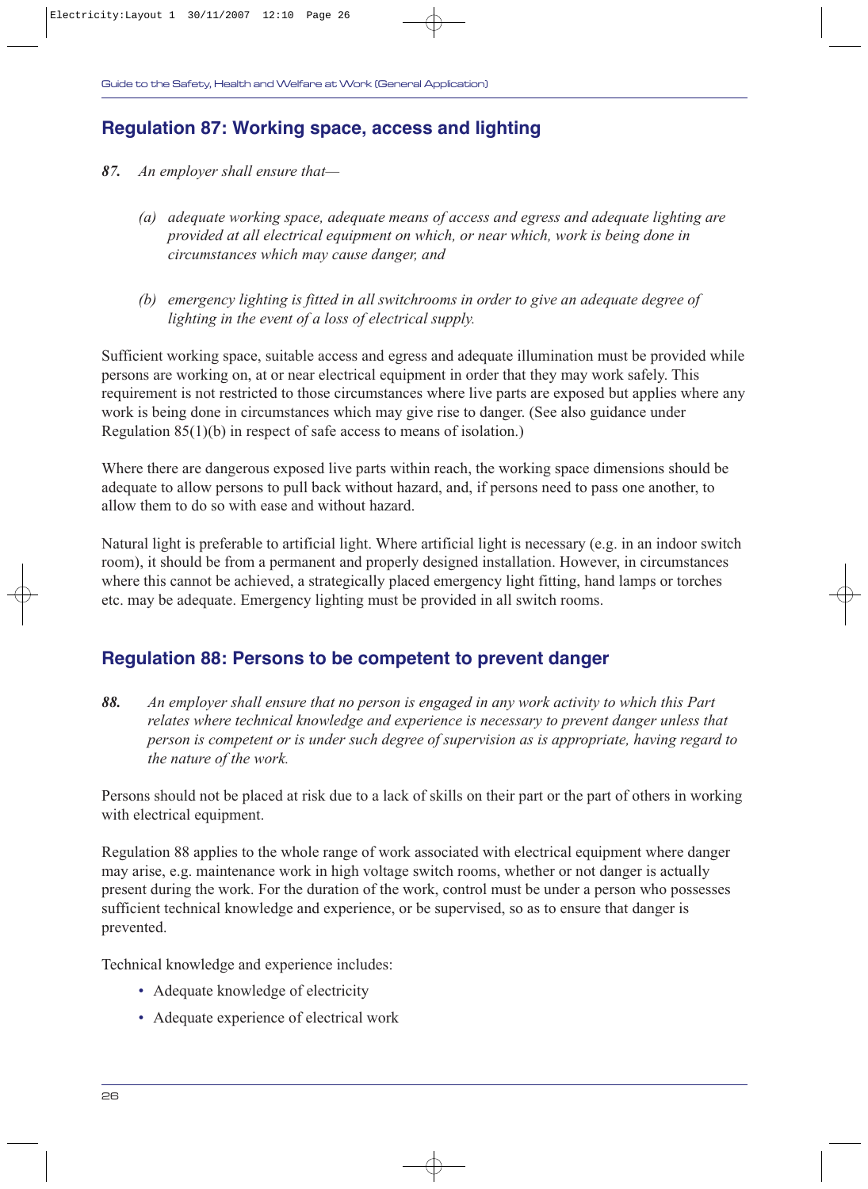## Regulation 87: Working space, access and lighting

***87.*** *An employer shall ensure that—*

> *(a) adequate working space, adequate means of access and egress and adequate lighting are provided at all electrical equipment on which, or near which, work is being done in circumstances which may cause danger, and*
>
> *(b) emergency lighting is fitted in all switchrooms in order to give an adequate degree of lighting in the event of a loss of electrical supply.*

Sufficient working space, suitable access and egress and adequate illumination must be provided while persons are working on, at or near electrical equipment in order that they may work safely. This requirement is not restricted to those circumstances where live parts are exposed but applies where any work is being done in circumstances which may give rise to danger. (See also guidance under Regulation 85(1)(b) in respect of safe access to means of isolation.)

Where there are dangerous exposed live parts within reach, the working space dimensions should be adequate to allow persons to pull back without hazard, and, if persons need to pass one another, to allow them to do so with ease and without hazard.

Natural light is preferable to artificial light. Where artificial light is necessary (e.g. in an indoor switch room), it should be from a permanent and properly designed installation. However, in circumstances where this cannot be achieved, a strategically placed emergency light fitting, hand lamps or torches etc. may be adequate. Emergency lighting must be provided in all switch rooms.

## Regulation 88: Persons to be competent to prevent danger

***88.*** *An employer shall ensure that no person is engaged in any work activity to which this Part relates where technical knowledge and experience is necessary to prevent danger unless that person is competent or is under such degree of supervision as is appropriate, having regard to the nature of the work.*

Persons should not be placed at risk due to a lack of skills on their part or the part of others in working with electrical equipment.

Regulation 88 applies to the whole range of work associated with electrical equipment where danger may arise, e.g. maintenance work in high voltage switch rooms, whether or not danger is actually present during the work. For the duration of the work, control must be under a person who possesses sufficient technical knowledge and experience, or be supervised, so as to ensure that danger is prevented.

Technical knowledge and experience includes:

- Adequate knowledge of electricity
- Adequate experience of electrical work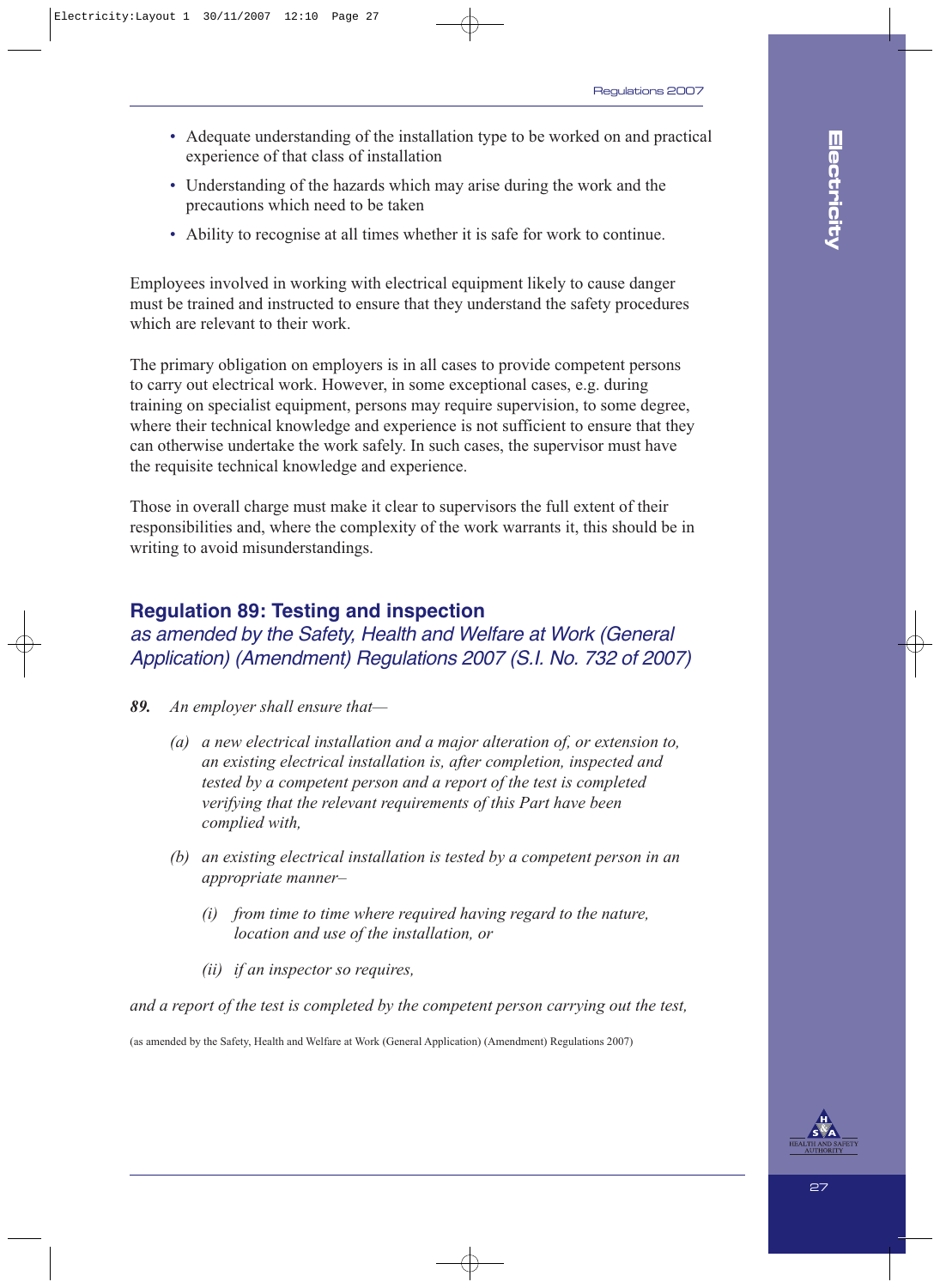- Adequate understanding of the installation type to be worked on and practical experience of that class of installation
- Understanding of the hazards which may arise during the work and the precautions which need to be taken
- Ability to recognise at all times whether it is safe for work to continue.

Employees involved in working with electrical equipment likely to cause danger must be trained and instructed to ensure that they understand the safety procedures which are relevant to their work.

The primary obligation on employers is in all cases to provide competent persons to carry out electrical work. However, in some exceptional cases, e.g. during training on specialist equipment, persons may require supervision, to some degree, where their technical knowledge and experience is not sufficient to ensure that they can otherwise undertake the work safely. In such cases, the supervisor must have the requisite technical knowledge and experience.

Those in overall charge must make it clear to supervisors the full extent of their responsibilities and, where the complexity of the work warrants it, this should be in writing to avoid misunderstandings.

## Regulation 89: Testing and inspection

*as amended by the Safety, Health and Welfare at Work (General Application) (Amendment) Regulations 2007 (S.I. No. 732 of 2007)*

***89.*** *An employer shall ensure that—*

*(a) a new electrical installation and a major alteration of, or extension to, an existing electrical installation is, after completion, inspected and tested by a competent person and a report of the test is completed verifying that the relevant requirements of this Part have been complied with,*

*(b) an existing electrical installation is tested by a competent person in an appropriate manner–*

*(i) from time to time where required having regard to the nature, location and use of the installation, or*

*(ii) if an inspector so requires,*

*and a report of the test is completed by the competent person carrying out the test,*

(as amended by the Safety, Health and Welfare at Work (General Application) (Amendment) Regulations 2007)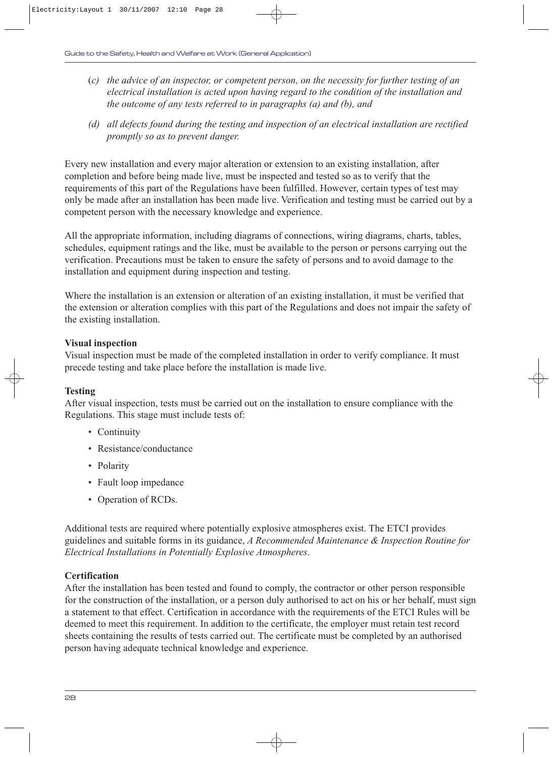(*c*) *the advice of an inspector, or competent person, on the necessity for further testing of an electrical installation is acted upon having regard to the condition of the installation and the outcome of any tests referred to in paragraphs (a) and (b), and*

(*d*) *all defects found during the testing and inspection of an electrical installation are rectified promptly so as to prevent danger.*

Every new installation and every major alteration or extension to an existing installation, after completion and before being made live, must be inspected and tested so as to verify that the requirements of this part of the Regulations have been fulfilled. However, certain types of test may only be made after an installation has been made live. Verification and testing must be carried out by a competent person with the necessary knowledge and experience.

All the appropriate information, including diagrams of connections, wiring diagrams, charts, tables, schedules, equipment ratings and the like, must be available to the person or persons carrying out the verification. Precautions must be taken to ensure the safety of persons and to avoid damage to the installation and equipment during inspection and testing.

Where the installation is an extension or alteration of an existing installation, it must be verified that the extension or alteration complies with this part of the Regulations and does not impair the safety of the existing installation.

**Visual inspection**

Visual inspection must be made of the completed installation in order to verify compliance. It must precede testing and take place before the installation is made live.

**Testing**

After visual inspection, tests must be carried out on the installation to ensure compliance with the Regulations. This stage must include tests of:

- Continuity
- Resistance/conductance
- Polarity
- Fault loop impedance
- Operation of RCDs.

Additional tests are required where potentially explosive atmospheres exist. The ETCI provides guidelines and suitable forms in its guidance, *A Recommended Maintenance & Inspection Routine for Electrical Installations in Potentially Explosive Atmospheres*.

**Certification**

After the installation has been tested and found to comply, the contractor or other person responsible for the construction of the installation, or a person duly authorised to act on his or her behalf, must sign a statement to that effect. Certification in accordance with the requirements of the ETCI Rules will be deemed to meet this requirement. In addition to the certificate, the employer must retain test record sheets containing the results of tests carried out. The certificate must be completed by an authorised person having adequate technical knowledge and experience.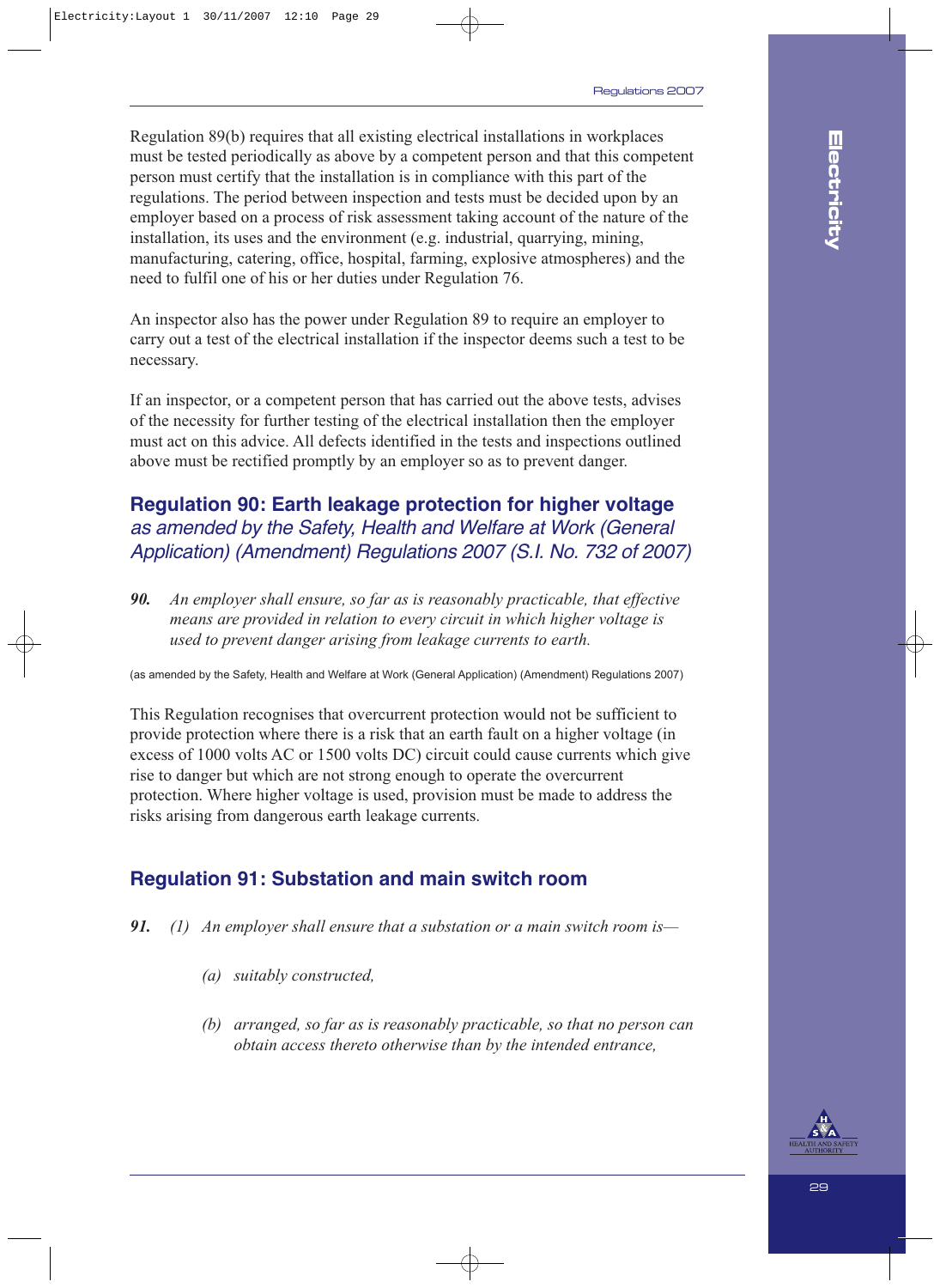Regulation 89(b) requires that all existing electrical installations in workplaces must be tested periodically as above by a competent person and that this competent person must certify that the installation is in compliance with this part of the regulations. The period between inspection and tests must be decided upon by an employer based on a process of risk assessment taking account of the nature of the installation, its uses and the environment (e.g. industrial, quarrying, mining, manufacturing, catering, office, hospital, farming, explosive atmospheres) and the need to fulfil one of his or her duties under Regulation 76.

An inspector also has the power under Regulation 89 to require an employer to carry out a test of the electrical installation if the inspector deems such a test to be necessary.

If an inspector, or a competent person that has carried out the above tests, advises of the necessity for further testing of the electrical installation then the employer must act on this advice. All defects identified in the tests and inspections outlined above must be rectified promptly by an employer so as to prevent danger.

## Regulation 90: Earth leakage protection for higher voltage *as amended by the Safety, Health and Welfare at Work (General Application) (Amendment) Regulations 2007 (S.I. No. 732 of 2007)*

***90.*** *An employer shall ensure, so far as is reasonably practicable, that effective means are provided in relation to every circuit in which higher voltage is used to prevent danger arising from leakage currents to earth.*

(as amended by the Safety, Health and Welfare at Work (General Application) (Amendment) Regulations 2007)

This Regulation recognises that overcurrent protection would not be sufficient to provide protection where there is a risk that an earth fault on a higher voltage (in excess of 1000 volts AC or 1500 volts DC) circuit could cause currents which give rise to danger but which are not strong enough to operate the overcurrent protection. Where higher voltage is used, provision must be made to address the risks arising from dangerous earth leakage currents.

## Regulation 91: Substation and main switch room

***91.*** *(1) An employer shall ensure that a substation or a main switch room is—*

*(a) suitably constructed,*

*(b) arranged, so far as is reasonably practicable, so that no person can obtain access thereto otherwise than by the intended entrance,*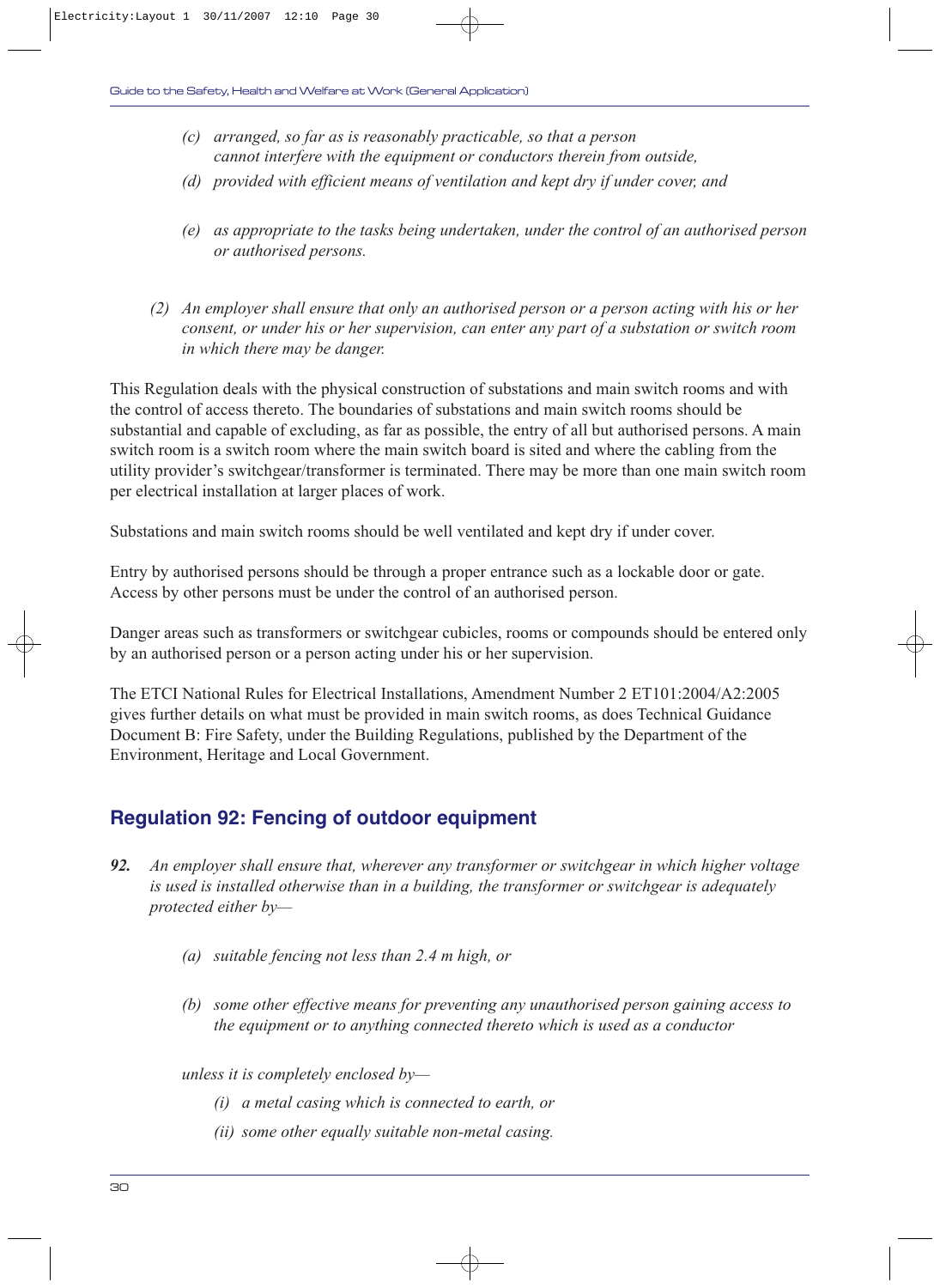*(c) arranged, so far as is reasonably practicable, so that a person cannot interfere with the equipment or conductors therein from outside,*

*(d) provided with efficient means of ventilation and kept dry if under cover, and*

*(e) as appropriate to the tasks being undertaken, under the control of an authorised person or authorised persons.*

*(2) An employer shall ensure that only an authorised person or a person acting with his or her consent, or under his or her supervision, can enter any part of a substation or switch room in which there may be danger.*

This Regulation deals with the physical construction of substations and main switch rooms and with the control of access thereto. The boundaries of substations and main switch rooms should be substantial and capable of excluding, as far as possible, the entry of all but authorised persons. A main switch room is a switch room where the main switch board is sited and where the cabling from the utility provider's switchgear/transformer is terminated. There may be more than one main switch room per electrical installation at larger places of work.

Substations and main switch rooms should be well ventilated and kept dry if under cover.

Entry by authorised persons should be through a proper entrance such as a lockable door or gate. Access by other persons must be under the control of an authorised person.

Danger areas such as transformers or switchgear cubicles, rooms or compounds should be entered only by an authorised person or a person acting under his or her supervision.

The ETCI National Rules for Electrical Installations, Amendment Number 2 ET101:2004/A2:2005 gives further details on what must be provided in main switch rooms, as does Technical Guidance Document B: Fire Safety, under the Building Regulations, published by the Department of the Environment, Heritage and Local Government.

## Regulation 92: Fencing of outdoor equipment

***92.*** *An employer shall ensure that, wherever any transformer or switchgear in which higher voltage is used is installed otherwise than in a building, the transformer or switchgear is adequately protected either by—*

*(a) suitable fencing not less than 2.4 m high, or*

*(b) some other effective means for preventing any unauthorised person gaining access to the equipment or to anything connected thereto which is used as a conductor*

*unless it is completely enclosed by—*

*(i) a metal casing which is connected to earth, or*

*(ii) some other equally suitable non-metal casing.*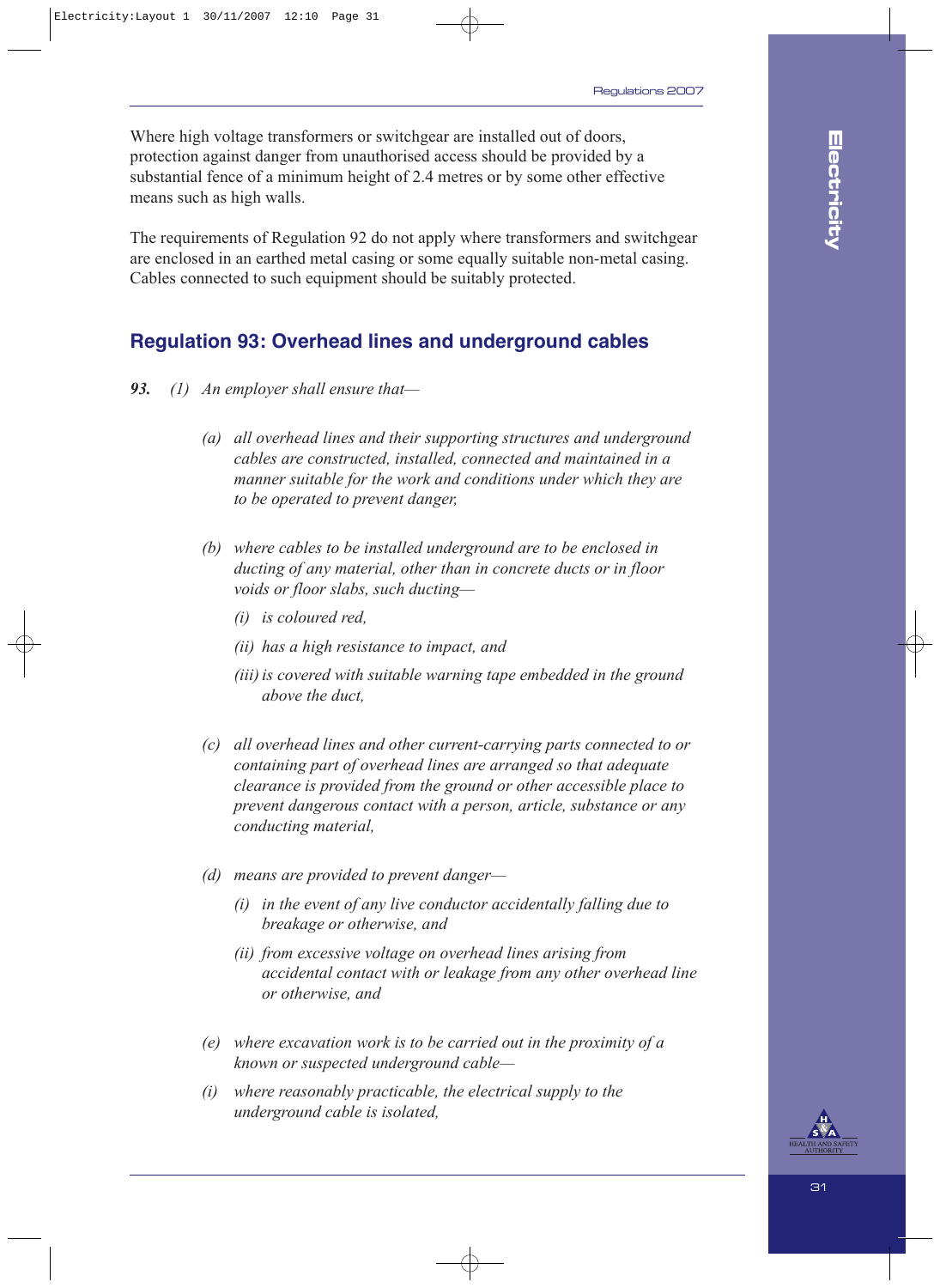Where high voltage transformers or switchgear are installed out of doors, protection against danger from unauthorised access should be provided by a substantial fence of a minimum height of 2.4 metres or by some other effective means such as high walls.

The requirements of Regulation 92 do not apply where transformers and switchgear are enclosed in an earthed metal casing or some equally suitable non-metal casing. Cables connected to such equipment should be suitably protected.

## Regulation 93: Overhead lines and underground cables

***93.*** *(1) An employer shall ensure that—*

> *(a) all overhead lines and their supporting structures and underground cables are constructed, installed, connected and maintained in a manner suitable for the work and conditions under which they are to be operated to prevent danger,*
>
> *(b) where cables to be installed underground are to be enclosed in ducting of any material, other than in concrete ducts or in floor voids or floor slabs, such ducting—*
>
> > *(i) is coloured red,*
> >
> > *(ii) has a high resistance to impact, and*
> >
> > *(iii) is covered with suitable warning tape embedded in the ground above the duct,*
>
> *(c) all overhead lines and other current-carrying parts connected to or containing part of overhead lines are arranged so that adequate clearance is provided from the ground or other accessible place to prevent dangerous contact with a person, article, substance or any conducting material,*
>
> *(d) means are provided to prevent danger—*
>
> > *(i) in the event of any live conductor accidentally falling due to breakage or otherwise, and*
> >
> > *(ii) from excessive voltage on overhead lines arising from accidental contact with or leakage from any other overhead line or otherwise, and*
>
> *(e) where excavation work is to be carried out in the proximity of a known or suspected underground cable—*
>
> *(i) where reasonably practicable, the electrical supply to the underground cable is isolated,*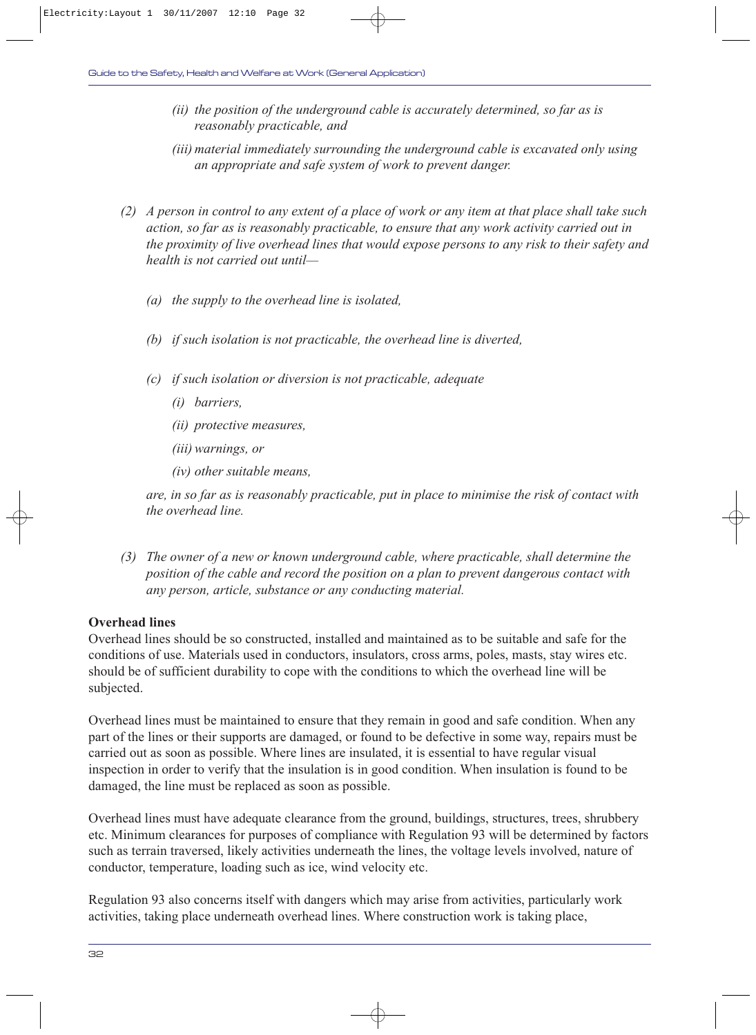*(ii) the position of the underground cable is accurately determined, so far as is reasonably practicable, and*

*(iii) material immediately surrounding the underground cable is excavated only using an appropriate and safe system of work to prevent danger.*

*(2) A person in control to any extent of a place of work or any item at that place shall take such action, so far as is reasonably practicable, to ensure that any work activity carried out in the proximity of live overhead lines that would expose persons to any risk to their safety and health is not carried out until—*

*(a) the supply to the overhead line is isolated,*

*(b) if such isolation is not practicable, the overhead line is diverted,*

*(c) if such isolation or diversion is not practicable, adequate*

*(i) barriers,*

*(ii) protective measures,*

*(iii) warnings, or*

*(iv) other suitable means,*

*are, in so far as is reasonably practicable, put in place to minimise the risk of contact with the overhead line.*

*(3) The owner of a new or known underground cable, where practicable, shall determine the position of the cable and record the position on a plan to prevent dangerous contact with any person, article, substance or any conducting material.*

**Overhead lines**

Overhead lines should be so constructed, installed and maintained as to be suitable and safe for the conditions of use. Materials used in conductors, insulators, cross arms, poles, masts, stay wires etc. should be of sufficient durability to cope with the conditions to which the overhead line will be subjected.

Overhead lines must be maintained to ensure that they remain in good and safe condition. When any part of the lines or their supports are damaged, or found to be defective in some way, repairs must be carried out as soon as possible. Where lines are insulated, it is essential to have regular visual inspection in order to verify that the insulation is in good condition. When insulation is found to be damaged, the line must be replaced as soon as possible.

Overhead lines must have adequate clearance from the ground, buildings, structures, trees, shrubbery etc. Minimum clearances for purposes of compliance with Regulation 93 will be determined by factors such as terrain traversed, likely activities underneath the lines, the voltage levels involved, nature of conductor, temperature, loading such as ice, wind velocity etc.

Regulation 93 also concerns itself with dangers which may arise from activities, particularly work activities, taking place underneath overhead lines. Where construction work is taking place,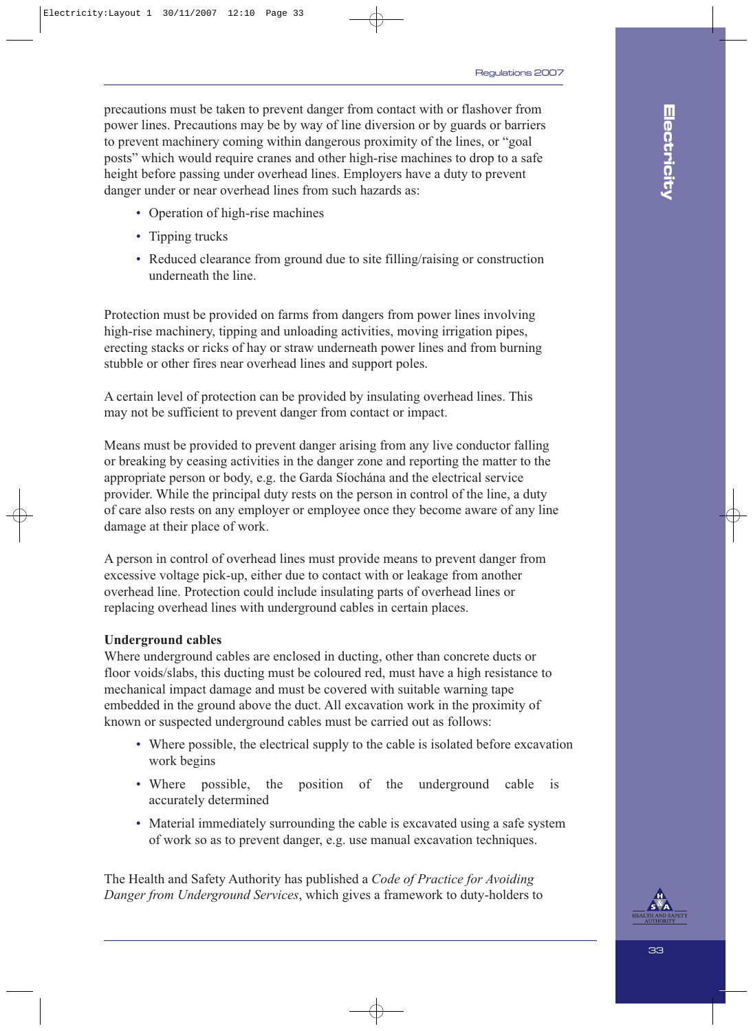precautions must be taken to prevent danger from contact with or flashover from power lines. Precautions may be by way of line diversion or by guards or barriers to prevent machinery coming within dangerous proximity of the lines, or "goal posts" which would require cranes and other high-rise machines to drop to a safe height before passing under overhead lines. Employers have a duty to prevent danger under or near overhead lines from such hazards as:

- Operation of high-rise machines
- Tipping trucks
- Reduced clearance from ground due to site filling/raising or construction underneath the line.

Protection must be provided on farms from dangers from power lines involving high-rise machinery, tipping and unloading activities, moving irrigation pipes, erecting stacks or ricks of hay or straw underneath power lines and from burning stubble or other fires near overhead lines and support poles.

A certain level of protection can be provided by insulating overhead lines. This may not be sufficient to prevent danger from contact or impact.

Means must be provided to prevent danger arising from any live conductor falling or breaking by ceasing activities in the danger zone and reporting the matter to the appropriate person or body, e.g. the Garda Síochána and the electrical service provider. While the principal duty rests on the person in control of the line, a duty of care also rests on any employer or employee once they become aware of any line damage at their place of work.

A person in control of overhead lines must provide means to prevent danger from excessive voltage pick-up, either due to contact with or leakage from another overhead line. Protection could include insulating parts of overhead lines or replacing overhead lines with underground cables in certain places.

**Underground cables**

Where underground cables are enclosed in ducting, other than concrete ducts or floor voids/slabs, this ducting must be coloured red, must have a high resistance to mechanical impact damage and must be covered with suitable warning tape embedded in the ground above the duct. All excavation work in the proximity of known or suspected underground cables must be carried out as follows:

- Where possible, the electrical supply to the cable is isolated before excavation work begins
- Where possible, the position of the underground cable is accurately determined
- Material immediately surrounding the cable is excavated using a safe system of work so as to prevent danger, e.g. use manual excavation techniques.

The Health and Safety Authority has published a *Code of Practice for Avoiding Danger from Underground Services*, which gives a framework to duty-holders to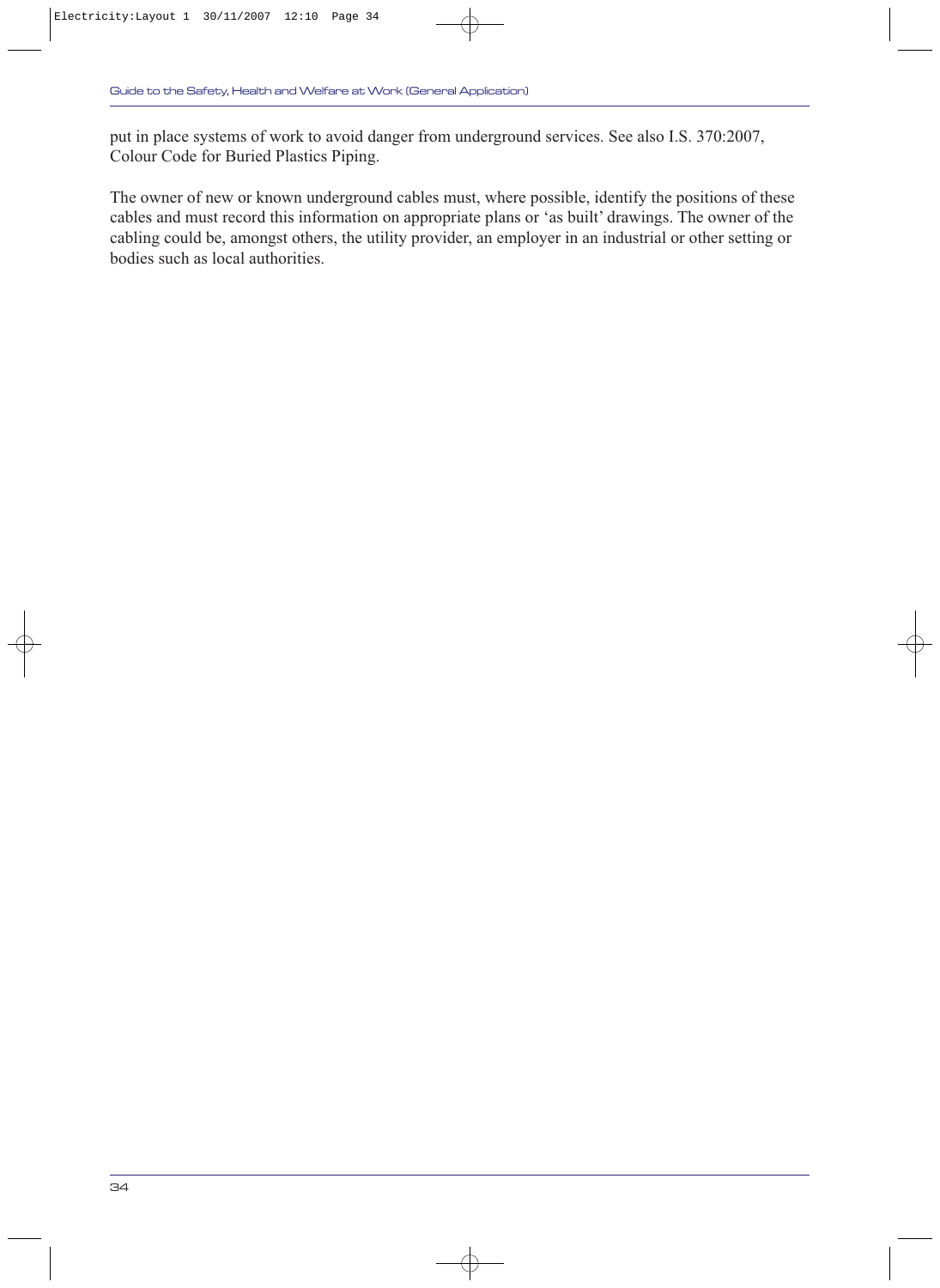put in place systems of work to avoid danger from underground services. See also I.S. 370:2007, Colour Code for Buried Plastics Piping.

The owner of new or known underground cables must, where possible, identify the positions of these cables and must record this information on appropriate plans or 'as built' drawings. The owner of the cabling could be, amongst others, the utility provider, an employer in an industrial or other setting or bodies such as local authorities.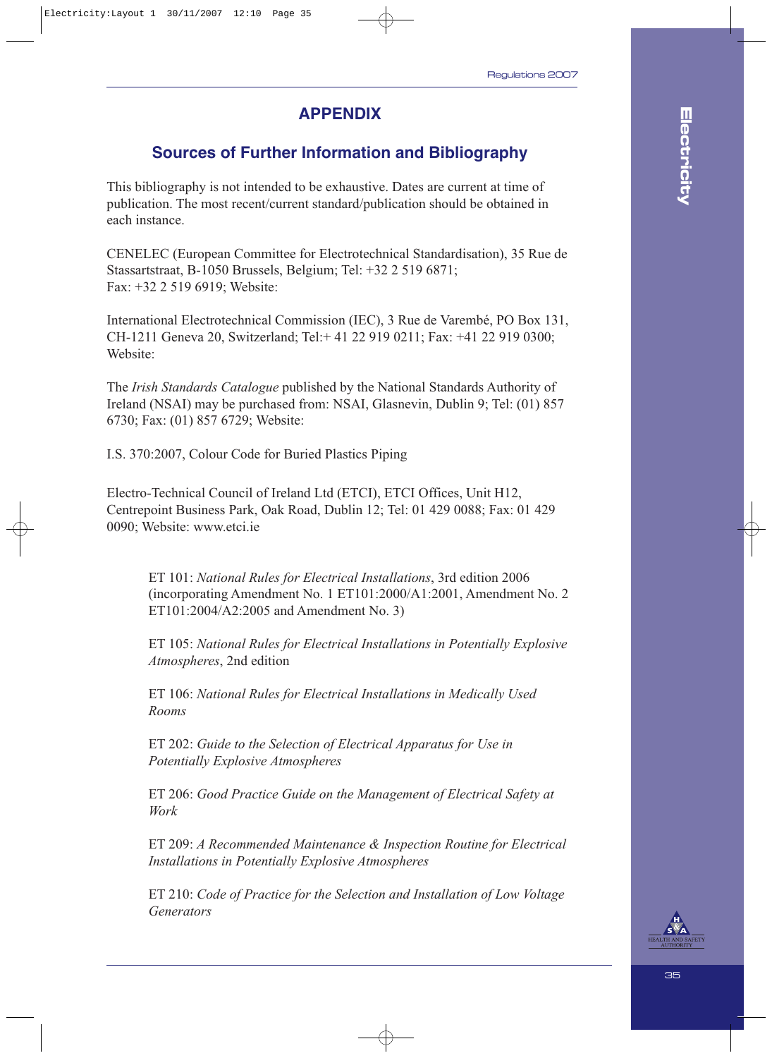# APPENDIX

## Sources of Further Information and Bibliography

This bibliography is not intended to be exhaustive. Dates are current at time of publication. The most recent/current standard/publication should be obtained in each instance.

CENELEC (European Committee for Electrotechnical Standardisation), 35 Rue de Stassartstraat, B-1050 Brussels, Belgium; Tel: +32 2 519 6871; Fax: +32 2 519 6919; Website:

International Electrotechnical Commission (IEC), 3 Rue de Varembé, PO Box 131, CH-1211 Geneva 20, Switzerland; Tel:+ 41 22 919 0211; Fax: +41 22 919 0300; Website:

The *Irish Standards Catalogue* published by the National Standards Authority of Ireland (NSAI) may be purchased from: NSAI, Glasnevin, Dublin 9; Tel: (01) 857 6730; Fax: (01) 857 6729; Website:

I.S. 370:2007, Colour Code for Buried Plastics Piping

Electro-Technical Council of Ireland Ltd (ETCI), ETCI Offices, Unit H12, Centrepoint Business Park, Oak Road, Dublin 12; Tel: 01 429 0088; Fax: 01 429 0090; Website: www.etci.ie

> ET 101: *National Rules for Electrical Installations*, 3rd edition 2006 (incorporating Amendment No. 1 ET101:2000/A1:2001, Amendment No. 2 ET101:2004/A2:2005 and Amendment No. 3)
>
> ET 105: *National Rules for Electrical Installations in Potentially Explosive Atmospheres*, 2nd edition
>
> ET 106: *National Rules for Electrical Installations in Medically Used Rooms*
>
> ET 202: *Guide to the Selection of Electrical Apparatus for Use in Potentially Explosive Atmospheres*
>
> ET 206: *Good Practice Guide on the Management of Electrical Safety at Work*
>
> ET 209: *A Recommended Maintenance & Inspection Routine for Electrical Installations in Potentially Explosive Atmospheres*
>
> ET 210: *Code of Practice for the Selection and Installation of Low Voltage Generators*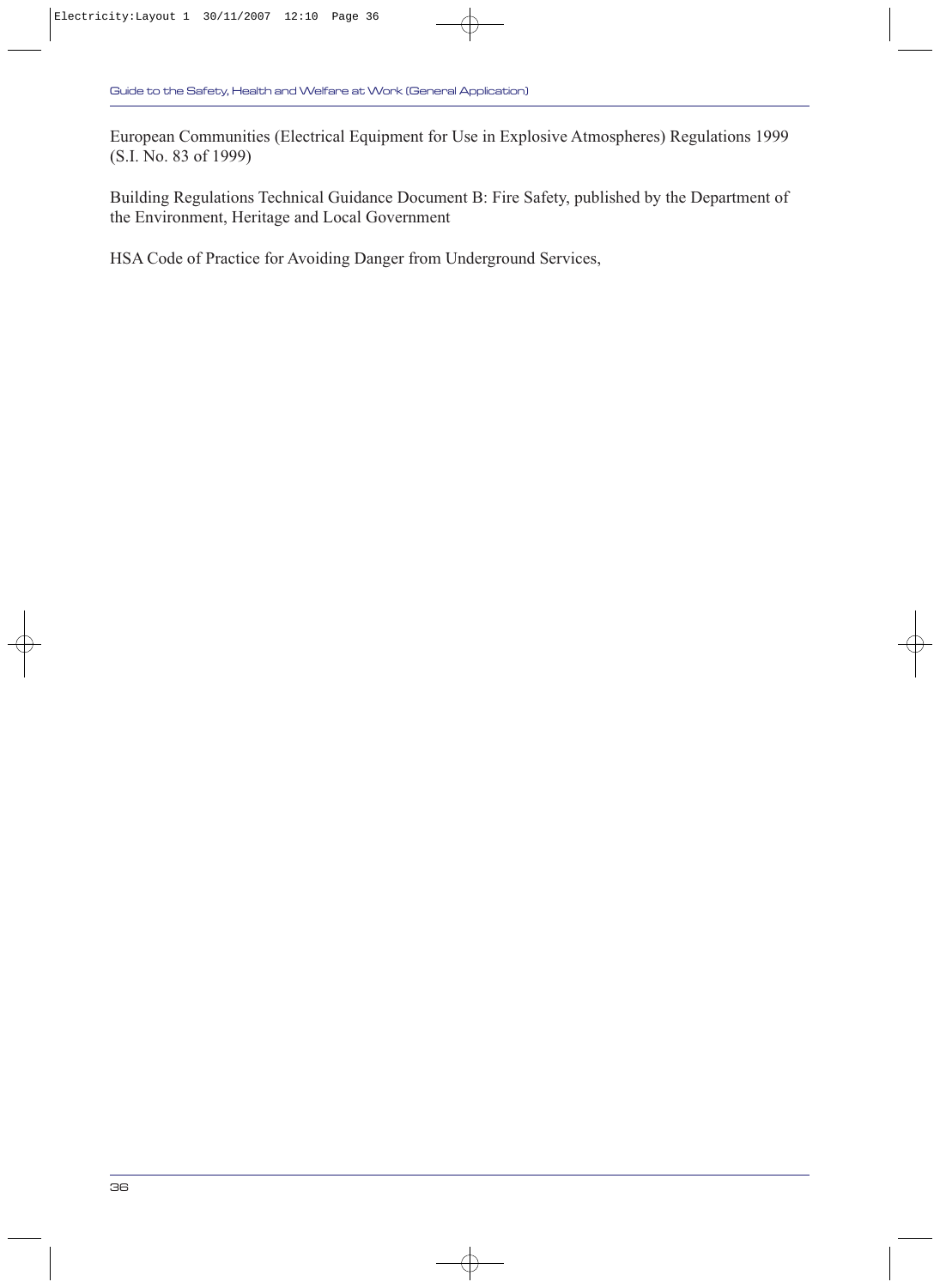European Communities (Electrical Equipment for Use in Explosive Atmospheres) Regulations 1999 (S.I. No. 83 of 1999)

Building Regulations Technical Guidance Document B: Fire Safety, published by the Department of the Environment, Heritage and Local Government

HSA Code of Practice for Avoiding Danger from Underground Services,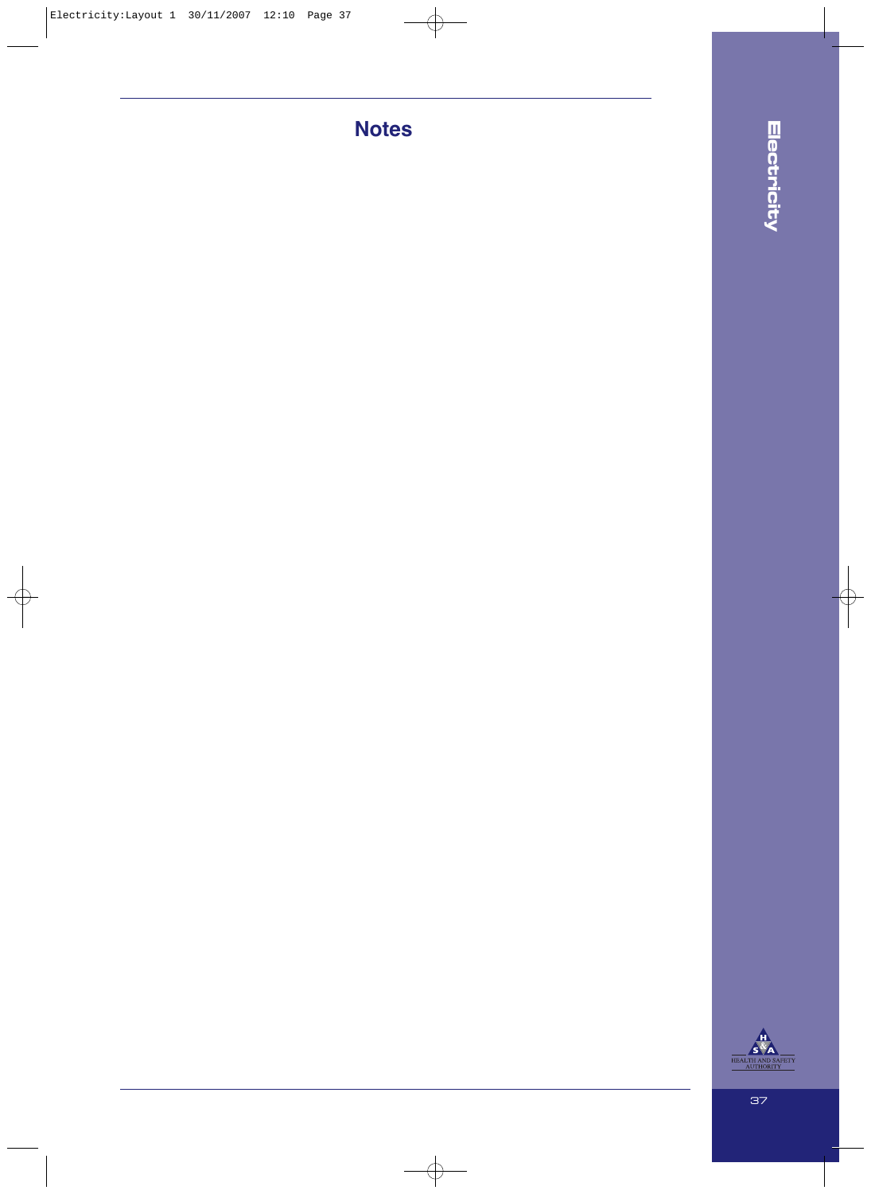# Notes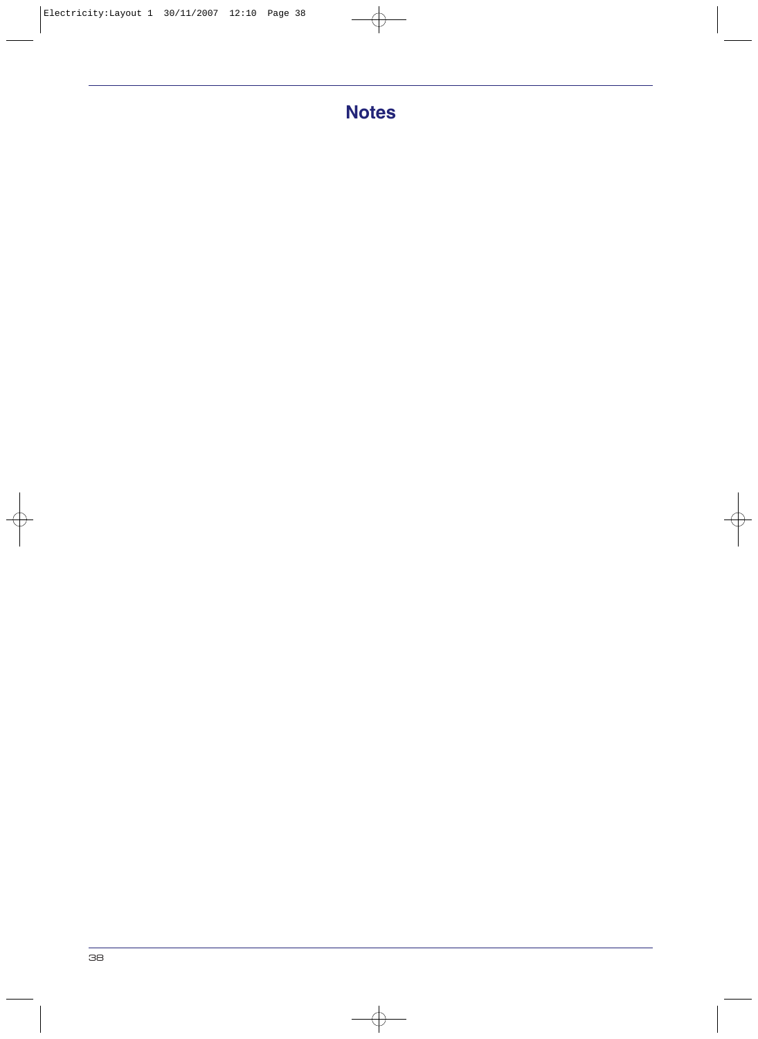# Notes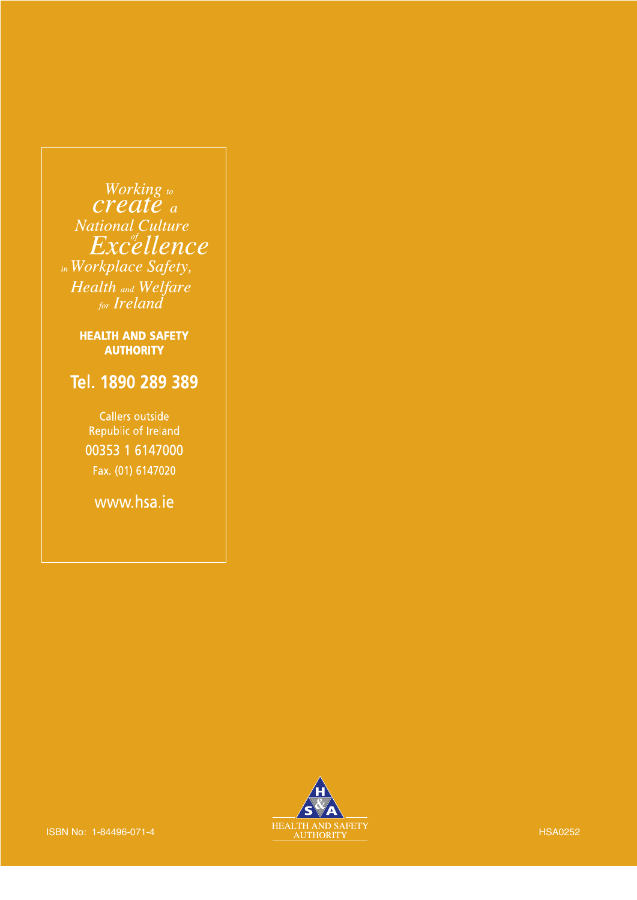*Working to create a National Culture of Excellence in Workplace Safety, Health and Welfare for Ireland*

**HEALTH AND SAFETY AUTHORITY**

**Tel. 1890 289 389**

Callers outside Republic of Ireland

00353 1 6147000

Fax. (01) 6147020

www.hsa.ie

ISBN No: 1-84496-071-4

HEALTH AND SAFETY AUTHORITY

HSA0252